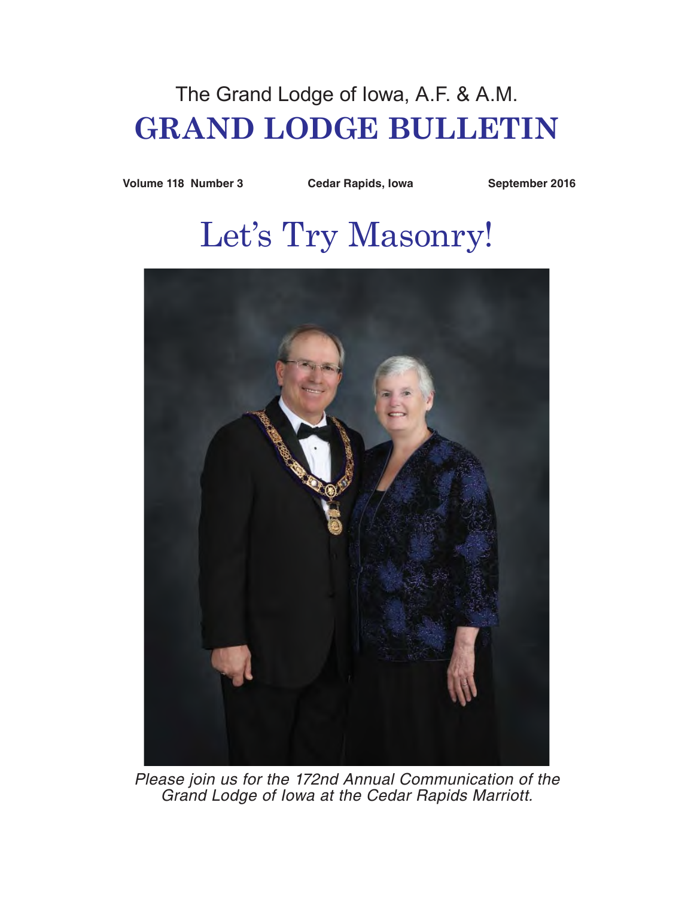The Grand Lodge of Iowa, A.F. & A.M.

# GRAND LODGE BULLETIN

**Volume 118 Number 3** **Cedar Rapids, Iowa** **September 2016**

## Let's Try Masonry!

*Please join us for the 172nd Annual Communication of the Grand Lodge of Iowa at the Cedar Rapids Marriott.*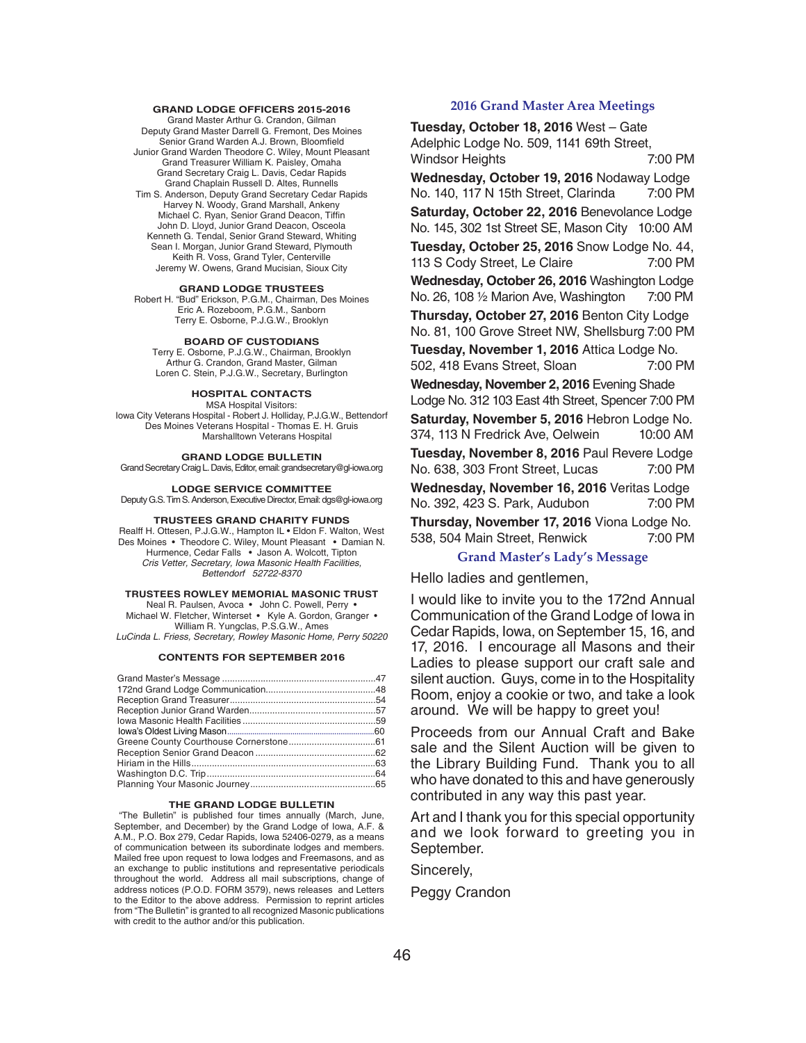## GRAND LODGE OFFICERS 2015-2016

Grand Master Arthur G. Crandon, Gilman
Deputy Grand Master Darrell G. Fremont, Des Moines
Senior Grand Warden A.J. Brown, Bloomfield
Junior Grand Warden Theodore C. Wiley, Mount Pleasant
Grand Treasurer William K. Paisley, Omaha
Grand Secretary Craig L. Davis, Cedar Rapids
Grand Chaplain Russell D. Altes, Runnells
Tim S. Anderson, Deputy Grand Secretary Cedar Rapids
Harvey N. Woody, Grand Marshall, Ankeny
Michael C. Ryan, Senior Grand Deacon, Tiffin
John D. Lloyd, Junior Grand Deacon, Osceola
Kenneth G. Tendal, Senior Grand Steward, Whiting
Sean I. Morgan, Junior Grand Steward, Plymouth
Keith R. Voss, Grand Tyler, Centerville
Jeremy W. Owens, Grand Mucisian, Sioux City

## GRAND LODGE TRUSTEES

Robert H. "Bud" Erickson, P.G.M., Chairman, Des Moines
Eric A. Rozeboom, P.G.M., Sanborn
Terry E. Osborne, P.J.G.W., Brooklyn

## BOARD OF CUSTODIANS

Terry E. Osborne, P.J.G.W., Chairman, Brooklyn
Arthur G. Crandon, Grand Master, Gilman
Loren C. Stein, P.J.G.W., Secretary, Burlington

## HOSPITAL CONTACTS

MSA Hospital Visitors:
Iowa City Veterans Hospital - Robert J. Holliday, P.J.G.W., Bettendorf
Des Moines Veterans Hospital - Thomas E. H. Gruis
Marshalltown Veterans Hospital

## GRAND LODGE BULLETIN

Grand Secretary Craig L. Davis, Editor, email: grandsecretary@gl-iowa.org

## LODGE SERVICE COMMITTEE

Deputy G.S. Tim S. Anderson, Executive Director, Email: dgs@gl-iowa.org

## TRUSTEES GRAND CHARITY FUNDS

Realff H. Ottesen, P.J.G.W., Hampton IL • Eldon F. Walton, West Des Moines • Theodore C. Wiley, Mount Pleasant • Damian N. Hurmence, Cedar Falls • Jason A. Wolcott, Tipton
*Cris Vetter, Secretary, Iowa Masonic Health Facilities, Bettendorf 52722-8370*

## TRUSTEES ROWLEY MEMORIAL MASONIC TRUST

Neal R. Paulsen, Avoca • John C. Powell, Perry • Michael W. Fletcher, Winterset • Kyle A. Gordon, Granger • William R. Yungclas, P.S.G.W., Ames
*LuCinda L. Friess, Secretary, Rowley Masonic Home, Perry 50220*

## CONTENTS FOR SEPTEMBER 2016

| | |
|---|---|
| Grand Master's Message | 47 |
| 172nd Grand Lodge Communication | 48 |
| Reception Grand Treasurer | 54 |
| Reception Junior Grand Warden | 57 |
| Iowa Masonic Health Facilities | 59 |
| Iowa's Oldest Living Mason | 60 |
| Greene County Courthouse Cornerstone | 61 |
| Reception Senior Grand Deacon | 62 |
| Hiriam in the Hills | 63 |
| Washington D.C. Trip | 64 |
| Planning Your Masonic Journey | 65 |

## THE GRAND LODGE BULLETIN

"The Bulletin" is published four times annually (March, June, September, and December) by the Grand Lodge of Iowa, A.F. & A.M., P.O. Box 279, Cedar Rapids, Iowa 52406-0279, as a means of communication between its subordinate lodges and members. Mailed free upon request to Iowa lodges and Freemasons, and as an exchange to public institutions and representative periodicals throughout the world. Address all mail subscriptions, change of address notices (P.O.D. FORM 3579), news releases and Letters to the Editor to the above address. Permission to reprint articles from "The Bulletin" is granted to all recognized Masonic publications with credit to the author and/or this publication.

## 2016 Grand Master Area Meetings

**Tuesday, October 18, 2016** West – Gate Adelphic Lodge No. 509, 1141 69th Street, Windsor Heights 7:00 PM

**Wednesday, October 19, 2016** Nodaway Lodge No. 140, 117 N 15th Street, Clarinda 7:00 PM

**Saturday, October 22, 2016** Benevolance Lodge No. 145, 302 1st Street SE, Mason City 10:00 AM

**Tuesday, October 25, 2016** Snow Lodge No. 44, 113 S Cody Street, Le Claire 7:00 PM

**Wednesday, October 26, 2016** Washington Lodge No. 26, 108 ½ Marion Ave, Washington 7:00 PM

**Thursday, October 27, 2016** Benton City Lodge No. 81, 100 Grove Street NW, Shellsburg 7:00 PM

**Tuesday, November 1, 2016** Attica Lodge No. 502, 418 Evans Street, Sloan 7:00 PM

**Wednesday, November 2, 2016** Evening Shade Lodge No. 312 103 East 4th Street, Spencer 7:00 PM

**Saturday, November 5, 2016** Hebron Lodge No. 374, 113 N Fredrick Ave, Oelwein 10:00 AM

**Tuesday, November 8, 2016** Paul Revere Lodge No. 638, 303 Front Street, Lucas 7:00 PM

**Wednesday, November 16, 2016** Veritas Lodge No. 392, 423 S. Park, Audubon 7:00 PM

**Thursday, November 17, 2016** Viona Lodge No. 538, 504 Main Street, Renwick 7:00 PM

## Grand Master's Lady's Message

Hello ladies and gentlemen,

I would like to invite you to the 172nd Annual Communication of the Grand Lodge of Iowa in Cedar Rapids, Iowa, on September 15, 16, and 17, 2016. I encourage all Masons and their Ladies to please support our craft sale and silent auction. Guys, come in to the Hospitality Room, enjoy a cookie or two, and take a look around. We will be happy to greet you!

Proceeds from our Annual Craft and Bake sale and the Silent Auction will be given to the Library Building Fund. Thank you to all who have donated to this and have generously contributed in any way this past year.

Art and I thank you for this special opportunity and we look forward to greeting you in September.

Sincerely,

Peggy Crandon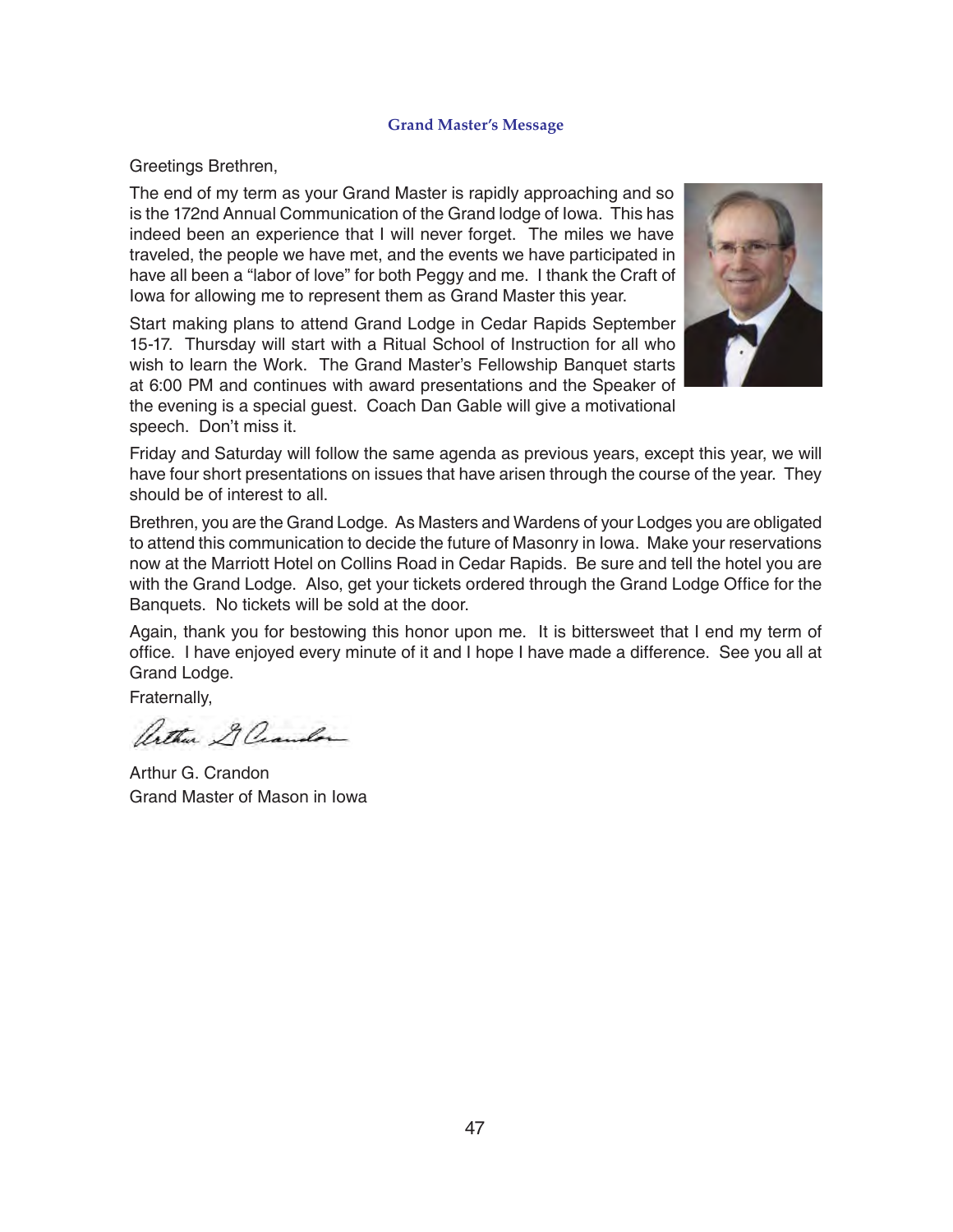### Grand Master's Message

Greetings Brethren,

The end of my term as your Grand Master is rapidly approaching and so is the 172nd Annual Communication of the Grand lodge of Iowa. This has indeed been an experience that I will never forget. The miles we have traveled, the people we have met, and the events we have participated in have all been a "labor of love" for both Peggy and me. I thank the Craft of Iowa for allowing me to represent them as Grand Master this year.

Start making plans to attend Grand Lodge in Cedar Rapids September 15-17. Thursday will start with a Ritual School of Instruction for all who wish to learn the Work. The Grand Master's Fellowship Banquet starts at 6:00 PM and continues with award presentations and the Speaker of the evening is a special guest. Coach Dan Gable will give a motivational speech. Don't miss it.

Friday and Saturday will follow the same agenda as previous years, except this year, we will have four short presentations on issues that have arisen through the course of the year. They should be of interest to all.

Brethren, you are the Grand Lodge. As Masters and Wardens of your Lodges you are obligated to attend this communication to decide the future of Masonry in Iowa. Make your reservations now at the Marriott Hotel on Collins Road in Cedar Rapids. Be sure and tell the hotel you are with the Grand Lodge. Also, get your tickets ordered through the Grand Lodge Office for the Banquets. No tickets will be sold at the door.

Again, thank you for bestowing this honor upon me. It is bittersweet that I end my term of office. I have enjoyed every minute of it and I hope I have made a difference. See you all at Grand Lodge.

Fraternally,

Arthur G. Crandon

Arthur G. Crandon
Grand Master of Mason in Iowa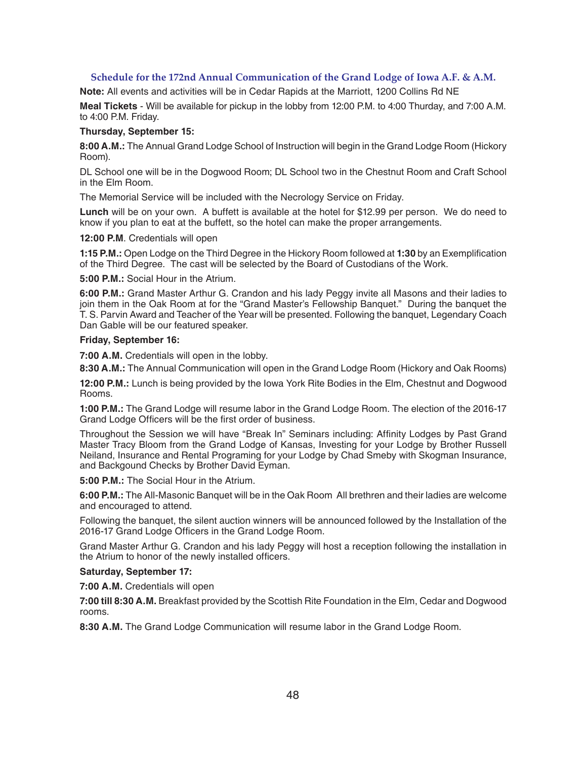### Schedule for the 172nd Annual Communication of the Grand Lodge of Iowa A.F. & A.M.

**Note:** All events and activities will be in Cedar Rapids at the Marriott, 1200 Collins Rd NE

**Meal Tickets** - Will be available for pickup in the lobby from 12:00 P.M. to 4:00 Thurday, and 7:00 A.M. to 4:00 P.M. Friday.

**Thursday, September 15:**

**8:00 A.M.:** The Annual Grand Lodge School of Instruction will begin in the Grand Lodge Room (Hickory Room).

DL School one will be in the Dogwood Room; DL School two in the Chestnut Room and Craft School in the Elm Room.

The Memorial Service will be included with the Necrology Service on Friday.

**Lunch** will be on your own. A buffett is available at the hotel for $12.99 per person. We do need to know if you plan to eat at the buffett, so the hotel can make the proper arrangements.

**12:00 P.M**. Credentials will open

**1:15 P.M.:** Open Lodge on the Third Degree in the Hickory Room followed at **1:30** by an Exemplification of the Third Degree. The cast will be selected by the Board of Custodians of the Work.

**5:00 P.M.:** Social Hour in the Atrium.

**6:00 P.M.:** Grand Master Arthur G. Crandon and his lady Peggy invite all Masons and their ladies to join them in the Oak Room at for the "Grand Master's Fellowship Banquet." During the banquet the T. S. Parvin Award and Teacher of the Year will be presented. Following the banquet, Legendary Coach Dan Gable will be our featured speaker.

**Friday, September 16:**

**7:00 A.M.** Credentials will open in the lobby.

**8:30 A.M.:** The Annual Communication will open in the Grand Lodge Room (Hickory and Oak Rooms)

**12:00 P.M.:** Lunch is being provided by the Iowa York Rite Bodies in the Elm, Chestnut and Dogwood Rooms.

**1:00 P.M.:** The Grand Lodge will resume labor in the Grand Lodge Room. The election of the 2016-17 Grand Lodge Officers will be the first order of business.

Throughout the Session we will have "Break In" Seminars including: Affinity Lodges by Past Grand Master Tracy Bloom from the Grand Lodge of Kansas, Investing for your Lodge by Brother Russell Neiland, Insurance and Rental Programing for your Lodge by Chad Smeby with Skogman Insurance, and Backgound Checks by Brother David Eyman.

**5:00 P.M.:** The Social Hour in the Atrium.

**6:00 P.M.:** The All-Masonic Banquet will be in the Oak Room All brethren and their ladies are welcome and encouraged to attend.

Following the banquet, the silent auction winners will be announced followed by the Installation of the 2016-17 Grand Lodge Officers in the Grand Lodge Room.

Grand Master Arthur G. Crandon and his lady Peggy will host a reception following the installation in the Atrium to honor of the newly installed officers.

**Saturday, September 17:**

**7:00 A.M.** Credentials will open

**7:00 till 8:30 A.M.** Breakfast provided by the Scottish Rite Foundation in the Elm, Cedar and Dogwood rooms.

**8:30 A.M.** The Grand Lodge Communication will resume labor in the Grand Lodge Room.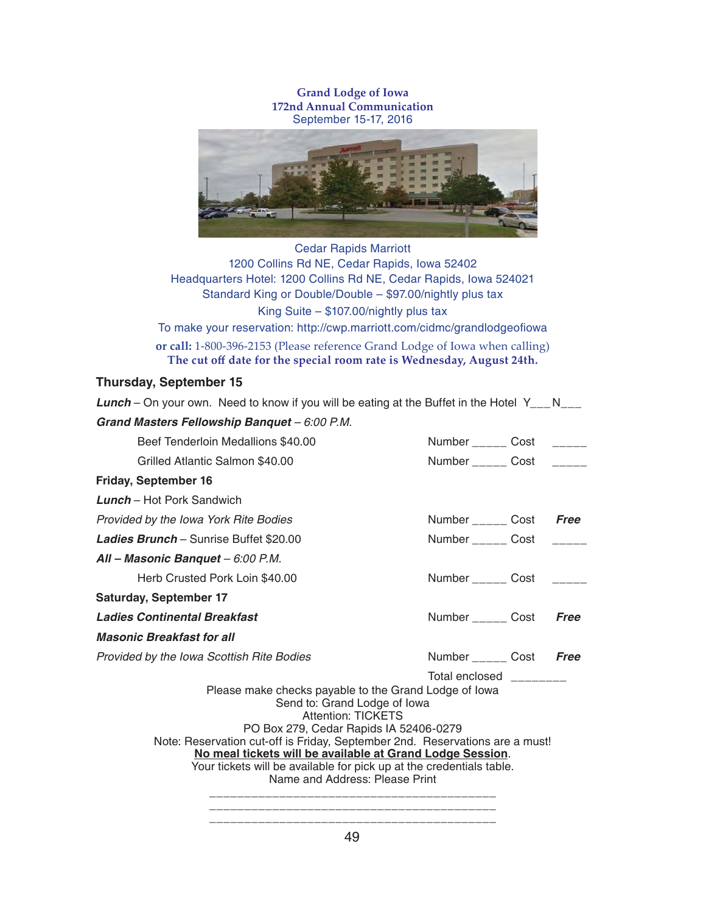**Grand Lodge of Iowa**
**172nd Annual Communication**
September 15-17, 2016

Cedar Rapids Marriott
1200 Collins Rd NE, Cedar Rapids, Iowa 52402
Headquarters Hotel: 1200 Collins Rd NE, Cedar Rapids, Iowa 524021
Standard King or Double/Double – $97.00/nightly plus tax
King Suite – $107.00/nightly plus tax
To make your reservation: http://cwp.marriott.com/cidmc/grandlodgeofiowa
**or call:** 1-800-396-2153 (Please reference Grand Lodge of Iowa when calling)
**The cut off date for the special room rate is Wednesday, August 24th.**

## Thursday, September 15

***Lunch*** – On your own. Need to know if you will be eating at the Buffet in the Hotel Y___N___

***Grand Masters Fellowship Banquet*** *– 6:00 P.M.*

| | | |
|---|---|---|
| Beef Tenderloin Medallions $40.00 | Number _____ | Cost _____ |
| Grilled Atlantic Salmon $40.00 | Number _____ | Cost _____ |

## Friday, September 16

***Lunch*** – Hot Pork Sandwich

| | | |
|---|---|---|
| *Provided by the Iowa York Rite Bodies* | Number _____ | Cost ***Free*** |
| ***Ladies Brunch*** – Sunrise Buffet $20.00 | Number _____ | Cost _____ |

***All – Masonic Banquet*** *– 6:00 P.M.*

| | | |
|---|---|---|
| Herb Crusted Pork Loin $40.00 | Number _____ | Cost _____ |

## Saturday, September 17

| | | |
|---|---|---|
| ***Ladies Continental Breakfast*** | Number _____ | Cost ***Free*** |
| ***Masonic Breakfast for all*** | | |
| *Provided by the Iowa Scottish Rite Bodies* | Number _____ | Cost ***Free*** |

Total enclosed ________

Please make checks payable to the Grand Lodge of Iowa
Send to: Grand Lodge of Iowa
Attention: TICKETS
PO Box 279, Cedar Rapids IA 52406-0279
Note: Reservation cut-off is Friday, September 2nd. Reservations are a must!
**No meal tickets will be available at Grand Lodge Session**.
Your tickets will be available for pick up at the credentials table.
Name and Address: Please Print

___________________________________________
___________________________________________
___________________________________________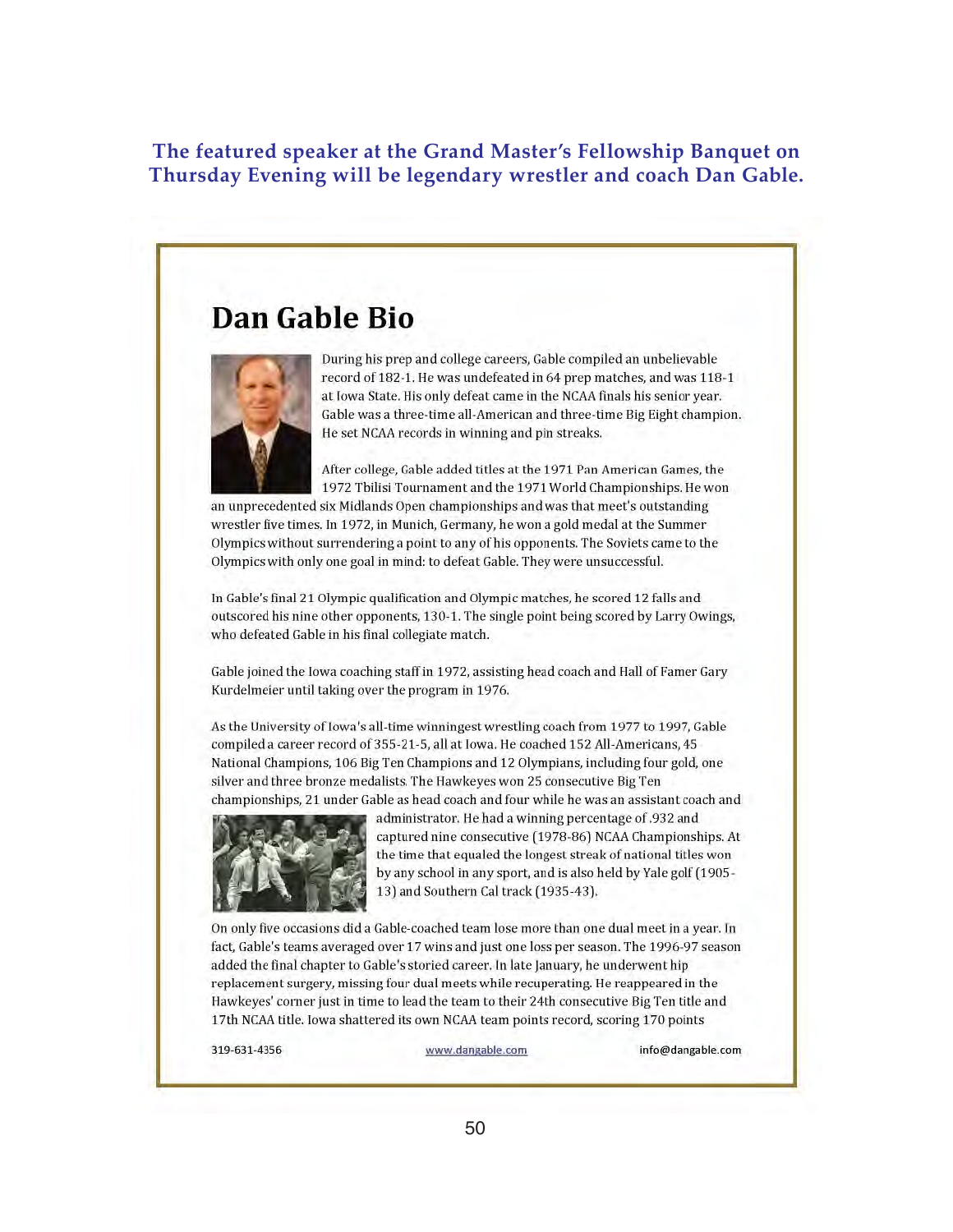**The featured speaker at the Grand Master's Fellowship Banquet on Thursday Evening will be legendary wrestler and coach Dan Gable.**

# Dan Gable Bio

During his prep and college careers, Gable compiled an unbelievable record of 182-1. He was undefeated in 64 prep matches, and was 118-1 at Iowa State. His only defeat came in the NCAA finals his senior year. Gable was a three-time all-American and three-time Big Eight champion. He set NCAA records in winning and pin streaks.

After college, Gable added titles at the 1971 Pan American Games, the 1972 Tbilisi Tournament and the 1971 World Championships. He won an unprecedented six Midlands Open championships and was that meet's outstanding wrestler five times. In 1972, in Munich, Germany, he won a gold medal at the Summer Olympics without surrendering a point to any of his opponents. The Soviets came to the Olympics with only one goal in mind: to defeat Gable. They were unsuccessful.

In Gable's final 21 Olympic qualification and Olympic matches, he scored 12 falls and outscored his nine other opponents, 130-1. The single point being scored by Larry Owings, who defeated Gable in his final collegiate match.

Gable joined the Iowa coaching staff in 1972, assisting head coach and Hall of Famer Gary Kurdelmeier until taking over the program in 1976.

As the University of Iowa's all-time winningest wrestling coach from 1977 to 1997, Gable compiled a career record of 355-21-5, all at Iowa. He coached 152 All-Americans, 45 National Champions, 106 Big Ten Champions and 12 Olympians, including four gold, one silver and three bronze medalists. The Hawkeyes won 25 consecutive Big Ten championships, 21 under Gable as head coach and four while he was an assistant coach and administrator. He had a winning percentage of .932 and captured nine consecutive (1978-86) NCAA Championships. At the time that equaled the longest streak of national titles won by any school in any sport, and is also held by Yale golf (1905-13) and Southern Cal track (1935-43).

On only five occasions did a Gable-coached team lose more than one dual meet in a year. In fact, Gable's teams averaged over 17 wins and just one loss per season. The 1996-97 season added the final chapter to Gable's storied career. In late January, he underwent hip replacement surgery, missing four dual meets while recuperating. He reappeared in the Hawkeyes' corner just in time to lead the team to their 24th consecutive Big Ten title and 17th NCAA title. Iowa shattered its own NCAA team points record, scoring 170 points

319-631-4356 | www.dangable.com | info@dangable.com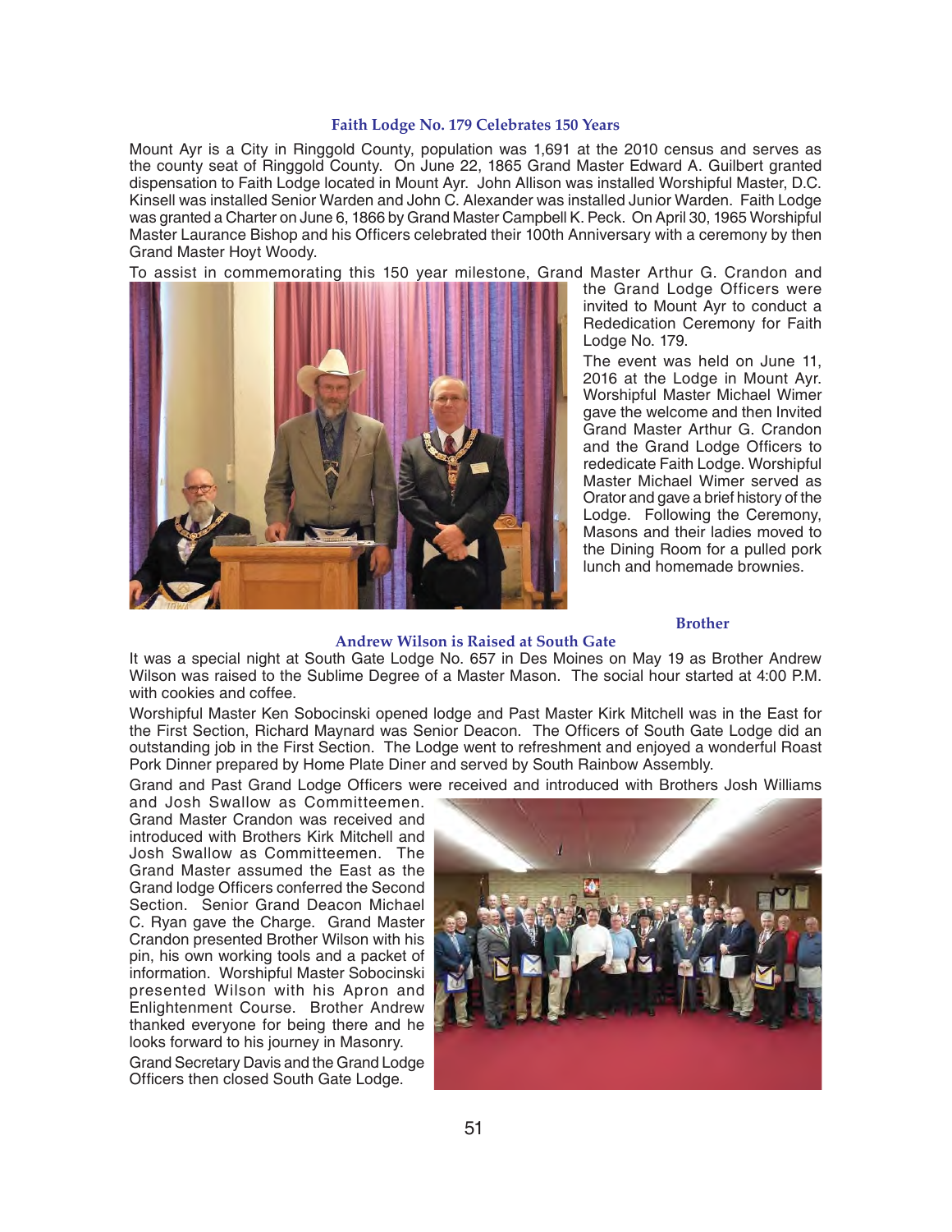## Faith Lodge No. 179 Celebrates 150 Years

Mount Ayr is a City in Ringgold County, population was 1,691 at the 2010 census and serves as the county seat of Ringgold County. On June 22, 1865 Grand Master Edward A. Guilbert granted dispensation to Faith Lodge located in Mount Ayr. John Allison was installed Worshipful Master, D.C. Kinsell was installed Senior Warden and John C. Alexander was installed Junior Warden. Faith Lodge was granted a Charter on June 6, 1866 by Grand Master Campbell K. Peck. On April 30, 1965 Worshipful Master Laurance Bishop and his Officers celebrated their 100th Anniversary with a ceremony by then Grand Master Hoyt Woody.

To assist in commemorating this 150 year milestone, Grand Master Arthur G. Crandon and the Grand Lodge Officers were invited to Mount Ayr to conduct a Rededication Ceremony for Faith Lodge No. 179.

The event was held on June 11, 2016 at the Lodge in Mount Ayr. Worshipful Master Michael Wimer gave the welcome and then Invited Grand Master Arthur G. Crandon and the Grand Lodge Officers to rededicate Faith Lodge. Worshipful Master Michael Wimer served as Orator and gave a brief history of the Lodge. Following the Ceremony, Masons and their ladies moved to the Dining Room for a pulled pork lunch and homemade brownies.

## Brother Andrew Wilson is Raised at South Gate

It was a special night at South Gate Lodge No. 657 in Des Moines on May 19 as Brother Andrew Wilson was raised to the Sublime Degree of a Master Mason. The social hour started at 4:00 P.M. with cookies and coffee.

Worshipful Master Ken Sobocinski opened lodge and Past Master Kirk Mitchell was in the East for the First Section, Richard Maynard was Senior Deacon. The Officers of South Gate Lodge did an outstanding job in the First Section. The Lodge went to refreshment and enjoyed a wonderful Roast Pork Dinner prepared by Home Plate Diner and served by South Rainbow Assembly.

Grand and Past Grand Lodge Officers were received and introduced with Brothers Josh Williams and Josh Swallow as Committeemen. Grand Master Crandon was received and introduced with Brothers Kirk Mitchell and Josh Swallow as Committeemen. The Grand Master assumed the East as the Grand lodge Officers conferred the Second Section. Senior Grand Deacon Michael C. Ryan gave the Charge. Grand Master Crandon presented Brother Wilson with his pin, his own working tools and a packet of information. Worshipful Master Sobocinski presented Wilson with his Apron and Enlightenment Course. Brother Andrew thanked everyone for being there and he looks forward to his journey in Masonry.

Grand Secretary Davis and the Grand Lodge Officers then closed South Gate Lodge.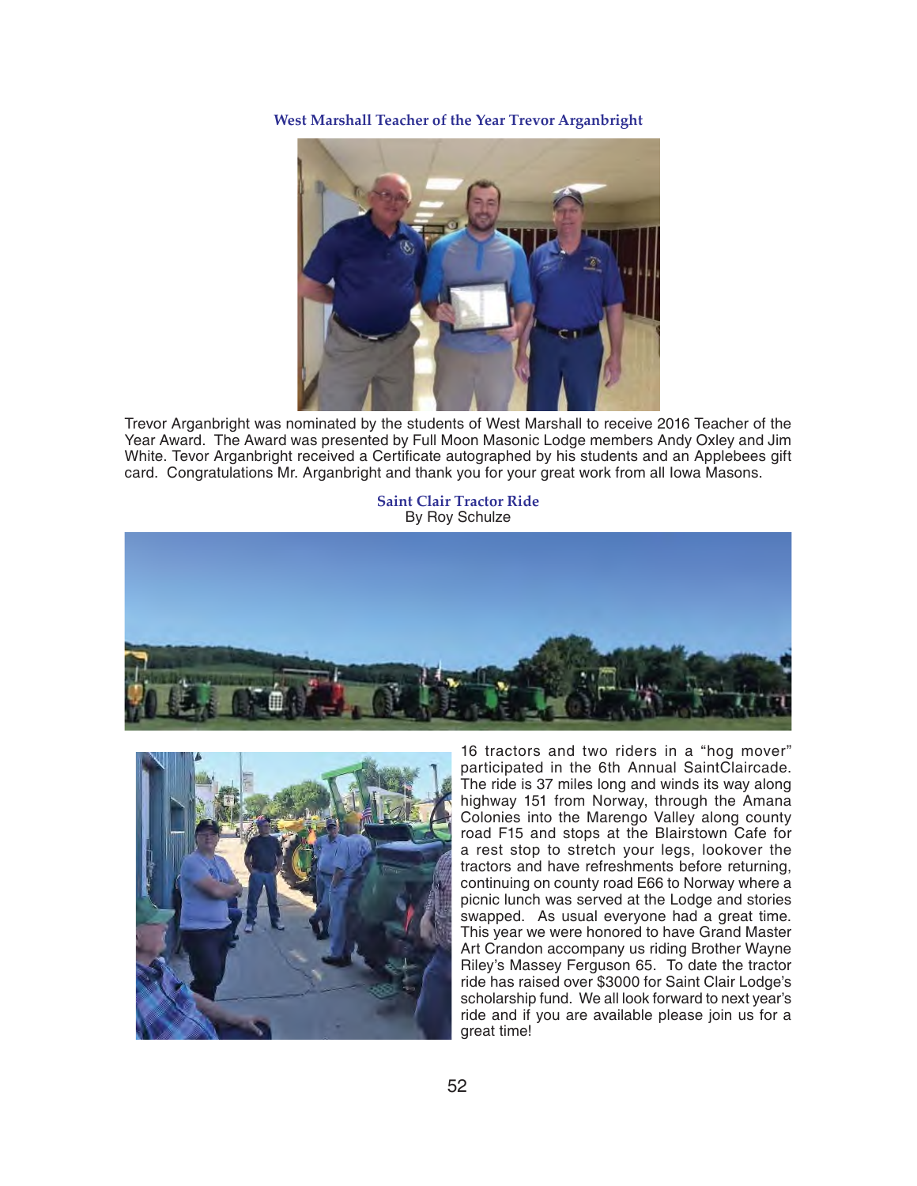## West Marshall Teacher of the Year Trevor Arganbright

Trevor Arganbright was nominated by the students of West Marshall to receive 2016 Teacher of the Year Award. The Award was presented by Full Moon Masonic Lodge members Andy Oxley and Jim White. Tevor Arganbright received a Certificate autographed by his students and an Applebees gift card. Congratulations Mr. Arganbright and thank you for your great work from all Iowa Masons.

## Saint Clair Tractor Ride

By Roy Schulze

16 tractors and two riders in a "hog mover" participated in the 6th Annual SaintClaircade. The ride is 37 miles long and winds its way along highway 151 from Norway, through the Amana Colonies into the Marengo Valley along county road F15 and stops at the Blairstown Cafe for a rest stop to stretch your legs, lookover the tractors and have refreshments before returning, continuing on county road E66 to Norway where a picnic lunch was served at the Lodge and stories swapped. As usual everyone had a great time. This year we were honored to have Grand Master Art Crandon accompany us riding Brother Wayne Riley's Massey Ferguson 65. To date the tractor ride has raised over $3000 for Saint Clair Lodge's scholarship fund. We all look forward to next year's ride and if you are available please join us for a great time!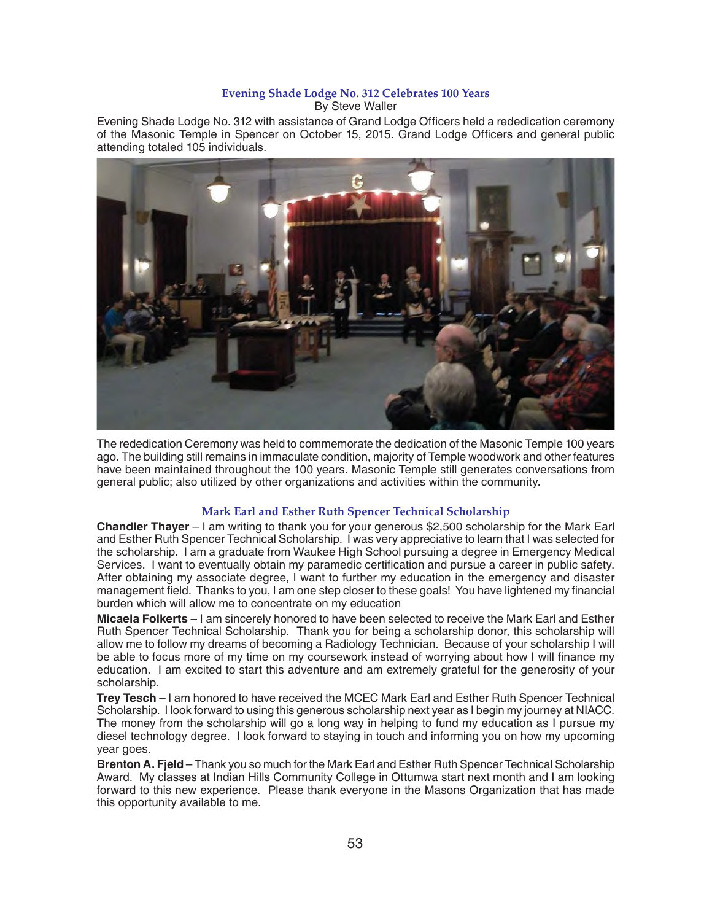### Evening Shade Lodge No. 312 Celebrates 100 Years

By Steve Waller

Evening Shade Lodge No. 312 with assistance of Grand Lodge Officers held a rededication ceremony of the Masonic Temple in Spencer on October 15, 2015. Grand Lodge Officers and general public attending totaled 105 individuals.

The rededication Ceremony was held to commemorate the dedication of the Masonic Temple 100 years ago. The building still remains in immaculate condition, majority of Temple woodwork and other features have been maintained throughout the 100 years. Masonic Temple still generates conversations from general public; also utilized by other organizations and activities within the community.

### Mark Earl and Esther Ruth Spencer Technical Scholarship

**Chandler Thayer** – I am writing to thank you for your generous $2,500 scholarship for the Mark Earl and Esther Ruth Spencer Technical Scholarship. I was very appreciative to learn that I was selected for the scholarship. I am a graduate from Waukee High School pursuing a degree in Emergency Medical Services. I want to eventually obtain my paramedic certification and pursue a career in public safety. After obtaining my associate degree, I want to further my education in the emergency and disaster management field. Thanks to you, I am one step closer to these goals! You have lightened my financial burden which will allow me to concentrate on my education

**Micaela Folkerts** – I am sincerely honored to have been selected to receive the Mark Earl and Esther Ruth Spencer Technical Scholarship. Thank you for being a scholarship donor, this scholarship will allow me to follow my dreams of becoming a Radiology Technician. Because of your scholarship I will be able to focus more of my time on my coursework instead of worrying about how I will finance my education. I am excited to start this adventure and am extremely grateful for the generosity of your scholarship.

**Trey Tesch** – I am honored to have received the MCEC Mark Earl and Esther Ruth Spencer Technical Scholarship. I look forward to using this generous scholarship next year as I begin my journey at NIACC. The money from the scholarship will go a long way in helping to fund my education as I pursue my diesel technology degree. I look forward to staying in touch and informing you on how my upcoming year goes.

**Brenton A. Fjeld** – Thank you so much for the Mark Earl and Esther Ruth Spencer Technical Scholarship Award. My classes at Indian Hills Community College in Ottumwa start next month and I am looking forward to this new experience. Please thank everyone in the Masons Organization that has made this opportunity available to me.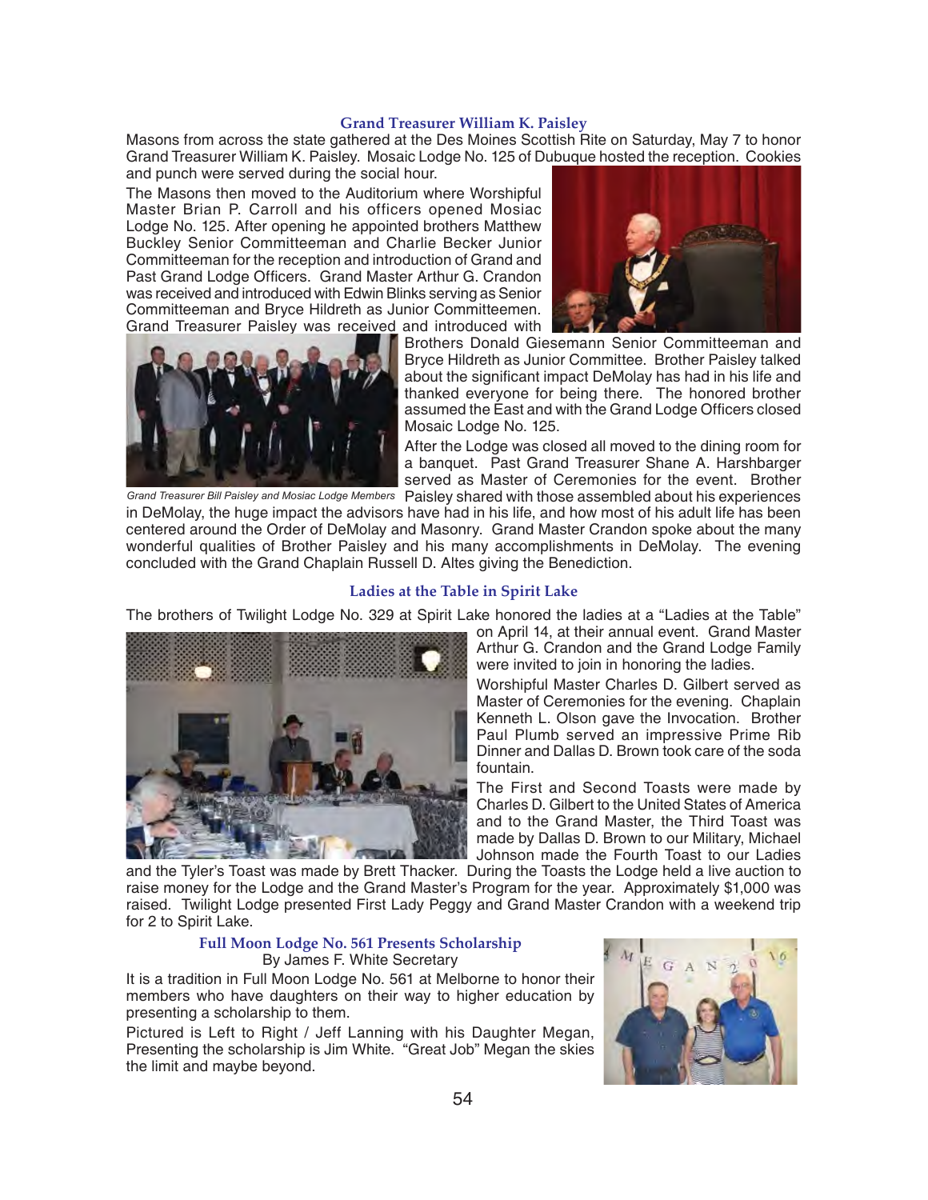### Grand Treasurer William K. Paisley

Masons from across the state gathered at the Des Moines Scottish Rite on Saturday, May 7 to honor Grand Treasurer William K. Paisley. Mosaic Lodge No. 125 of Dubuque hosted the reception. Cookies and punch were served during the social hour.

The Masons then moved to the Auditorium where Worshipful Master Brian P. Carroll and his officers opened Mosiac Lodge No. 125. After opening he appointed brothers Matthew Buckley Senior Committeeman and Charlie Becker Junior Committeeman for the reception and introduction of Grand and Past Grand Lodge Officers. Grand Master Arthur G. Crandon was received and introduced with Edwin Blinks serving as Senior Committeeman and Bryce Hildreth as Junior Committeemen. Grand Treasurer Paisley was received and introduced with Brothers Donald Giesemann Senior Committeeman and Bryce Hildreth as Junior Committee. Brother Paisley talked about the significant impact DeMolay has had in his life and thanked everyone for being there. The honored brother assumed the East and with the Grand Lodge Officers closed Mosaic Lodge No. 125.

After the Lodge was closed all moved to the dining room for a banquet. Past Grand Treasurer Shane A. Harshbarger served as Master of Ceremonies for the event. Brother Paisley shared with those assembled about his experiences in DeMolay, the huge impact the advisors have had in his life, and how most of his adult life has been centered around the Order of DeMolay and Masonry. Grand Master Crandon spoke about the many wonderful qualities of Brother Paisley and his many accomplishments in DeMolay. The evening concluded with the Grand Chaplain Russell D. Altes giving the Benediction.

*Grand Treasurer Bill Paisley and Mosiac Lodge Members*

### Ladies at the Table in Spirit Lake

The brothers of Twilight Lodge No. 329 at Spirit Lake honored the ladies at a "Ladies at the Table" on April 14, at their annual event. Grand Master Arthur G. Crandon and the Grand Lodge Family were invited to join in honoring the ladies.

Worshipful Master Charles D. Gilbert served as Master of Ceremonies for the evening. Chaplain Kenneth L. Olson gave the Invocation. Brother Paul Plumb served an impressive Prime Rib Dinner and Dallas D. Brown took care of the soda fountain.

The First and Second Toasts were made by Charles D. Gilbert to the United States of America and to the Grand Master, the Third Toast was made by Dallas D. Brown to our Military, Michael Johnson made the Fourth Toast to our Ladies and the Tyler's Toast was made by Brett Thacker. During the Toasts the Lodge held a live auction to raise money for the Lodge and the Grand Master's Program for the year. Approximately $1,000 was raised. Twilight Lodge presented First Lady Peggy and Grand Master Crandon with a weekend trip for 2 to Spirit Lake.

### Full Moon Lodge No. 561 Presents Scholarship

By James F. White Secretary

It is a tradition in Full Moon Lodge No. 561 at Melborne to honor their members who have daughters on their way to higher education by presenting a scholarship to them.

Pictured is Left to Right / Jeff Lanning with his Daughter Megan, Presenting the scholarship is Jim White. "Great Job" Megan the skies the limit and maybe beyond.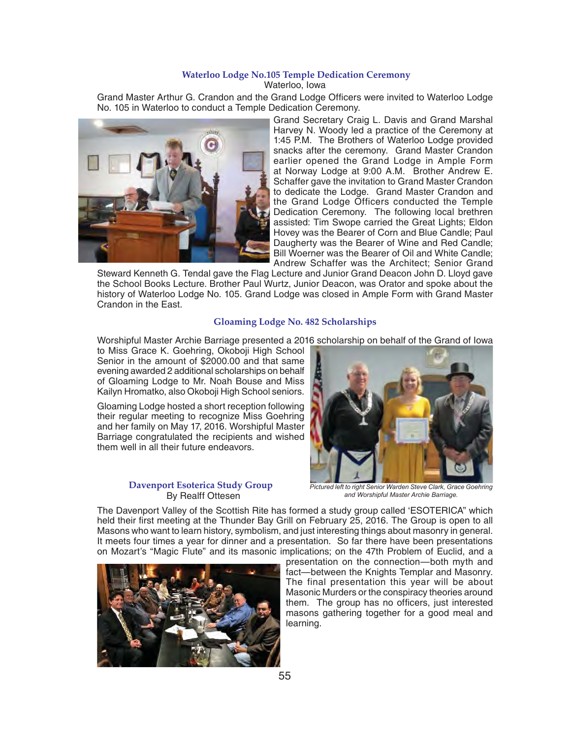### Waterloo Lodge No.105 Temple Dedication Ceremony

Waterloo, Iowa

Grand Master Arthur G. Crandon and the Grand Lodge Officers were invited to Waterloo Lodge No. 105 in Waterloo to conduct a Temple Dedication Ceremony.

Grand Secretary Craig L. Davis and Grand Marshal Harvey N. Woody led a practice of the Ceremony at 1:45 P.M. The Brothers of Waterloo Lodge provided snacks after the ceremony. Grand Master Crandon earlier opened the Grand Lodge in Ample Form at Norway Lodge at 9:00 A.M. Brother Andrew E. Schaffer gave the invitation to Grand Master Crandon to dedicate the Lodge. Grand Master Crandon and the Grand Lodge Officers conducted the Temple Dedication Ceremony. The following local brethren assisted: Tim Swope carried the Great Lights; Eldon Hovey was the Bearer of Corn and Blue Candle; Paul Daugherty was the Bearer of Wine and Red Candle; Bill Woerner was the Bearer of Oil and White Candle; Andrew Schaffer was the Architect; Senior Grand Steward Kenneth G. Tendal gave the Flag Lecture and Junior Grand Deacon John D. Lloyd gave the School Books Lecture. Brother Paul Wurtz, Junior Deacon, was Orator and spoke about the history of Waterloo Lodge No. 105. Grand Lodge was closed in Ample Form with Grand Master Crandon in the East.

### Gloaming Lodge No. 482 Scholarships

Worshipful Master Archie Barriage presented a 2016 scholarship on behalf of the Grand of Iowa to Miss Grace K. Goehring, Okoboji High School Senior in the amount of $2000.00 and that same evening awarded 2 additional scholarships on behalf of Gloaming Lodge to Mr. Noah Bouse and Miss Kailyn Hromatko, also Okoboji High School seniors.

Gloaming Lodge hosted a short reception following their regular meeting to recognize Miss Goehring and her family on May 17, 2016. Worshipful Master Barriage congratulated the recipients and wished them well in all their future endeavors.

*Pictured left to right Senior Warden Steve Clark, Grace Goehring and Worshipful Master Archie Barriage.*

### Davenport Esoterica Study Group

By Realff Ottesen

The Davenport Valley of the Scottish Rite has formed a study group called 'ESOTERICA" which held their first meeting at the Thunder Bay Grill on February 25, 2016. The Group is open to all Masons who want to learn history, symbolism, and just interesting things about masonry in general. It meets four times a year for dinner and a presentation. So far there have been presentations on Mozart's "Magic Flute" and its masonic implications; on the 47th Problem of Euclid, and a presentation on the connection—both myth and fact—between the Knights Templar and Masonry. The final presentation this year will be about Masonic Murders or the conspiracy theories around them. The group has no officers, just interested masons gathering together for a good meal and learning.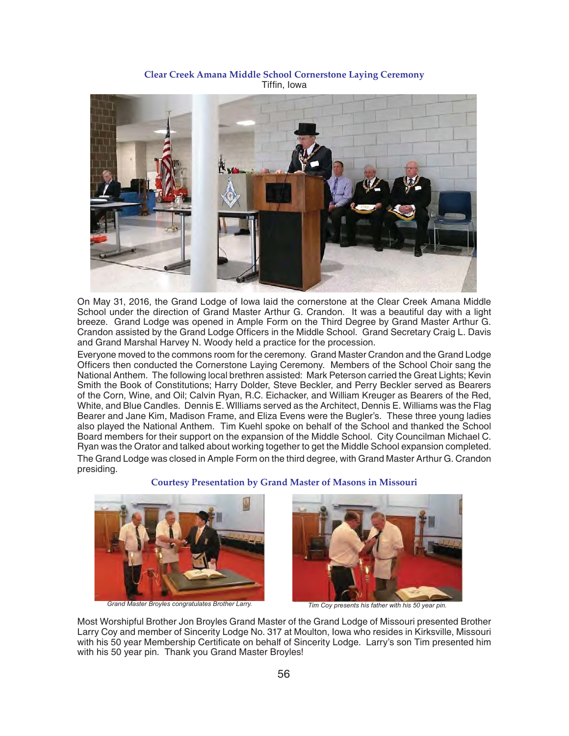## Clear Creek Amana Middle School Cornerstone Laying Ceremony

Tiffin, Iowa

On May 31, 2016, the Grand Lodge of Iowa laid the cornerstone at the Clear Creek Amana Middle School under the direction of Grand Master Arthur G. Crandon. It was a beautiful day with a light breeze. Grand Lodge was opened in Ample Form on the Third Degree by Grand Master Arthur G. Crandon assisted by the Grand Lodge Officers in the Middle School. Grand Secretary Craig L. Davis and Grand Marshal Harvey N. Woody held a practice for the procession.

Everyone moved to the commons room for the ceremony. Grand Master Crandon and the Grand Lodge Officers then conducted the Cornerstone Laying Ceremony. Members of the School Choir sang the National Anthem. The following local brethren assisted: Mark Peterson carried the Great Lights; Kevin Smith the Book of Constitutions; Harry Dolder, Steve Beckler, and Perry Beckler served as Bearers of the Corn, Wine, and Oil; Calvin Ryan, R.C. Eichacker, and William Kreuger as Bearers of the Red, White, and Blue Candles. Dennis E. WIlliams served as the Architect, Dennis E. Williams was the Flag Bearer and Jane Kim, Madison Frame, and Eliza Evens were the Bugler's. These three young ladies also played the National Anthem. Tim Kuehl spoke on behalf of the School and thanked the School Board members for their support on the expansion of the Middle School. City Councilman Michael C. Ryan was the Orator and talked about working together to get the Middle School expansion completed.

The Grand Lodge was closed in Ample Form on the third degree, with Grand Master Arthur G. Crandon presiding.

## Courtesy Presentation by Grand Master of Masons in Missouri

*Grand Master Broyles congratulates Brother Larry.*

*Tim Coy presents his father with his 50 year pin.*

Most Worshipful Brother Jon Broyles Grand Master of the Grand Lodge of Missouri presented Brother Larry Coy and member of Sincerity Lodge No. 317 at Moulton, Iowa who resides in Kirksville, Missouri with his 50 year Membership Certificate on behalf of Sincerity Lodge. Larry's son Tim presented him with his 50 year pin. Thank you Grand Master Broyles!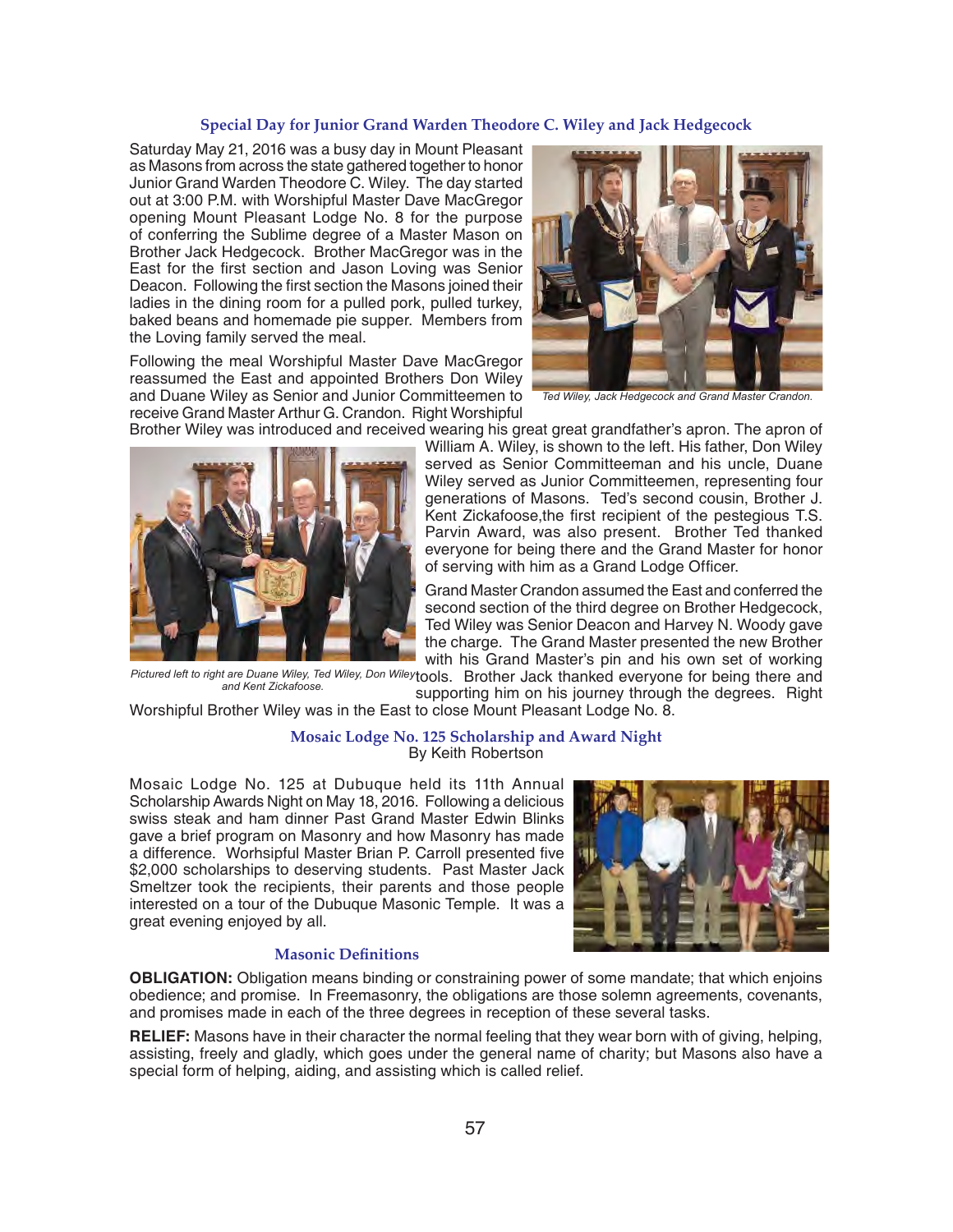### Special Day for Junior Grand Warden Theodore C. Wiley and Jack Hedgecock

Saturday May 21, 2016 was a busy day in Mount Pleasant as Masons from across the state gathered together to honor Junior Grand Warden Theodore C. Wiley. The day started out at 3:00 P.M. with Worshipful Master Dave MacGregor opening Mount Pleasant Lodge No. 8 for the purpose of conferring the Sublime degree of a Master Mason on Brother Jack Hedgecock. Brother MacGregor was in the East for the first section and Jason Loving was Senior Deacon. Following the first section the Masons joined their ladies in the dining room for a pulled pork, pulled turkey, baked beans and homemade pie supper. Members from the Loving family served the meal.

*Ted Wiley, Jack Hedgecock and Grand Master Crandon.*

Following the meal Worshipful Master Dave MacGregor reassumed the East and appointed Brothers Don Wiley and Duane Wiley as Senior and Junior Committeemen to receive Grand Master Arthur G. Crandon. Right Worshipful Brother Wiley was introduced and received wearing his great great grandfather's apron. The apron of William A. Wiley, is shown to the left. His father, Don Wiley served as Senior Committeeman and his uncle, Duane Wiley served as Junior Committeemen, representing four generations of Masons. Ted's second cousin, Brother J. Kent Zickafoose,the first recipient of the pestegious T.S. Parvin Award, was also present. Brother Ted thanked everyone for being there and the Grand Master for honor of serving with him as a Grand Lodge Officer.

*Pictured left to right are Duane Wiley, Ted Wiley, Don Wiley and Kent Zickafoose.*

Grand Master Crandon assumed the East and conferred the second section of the third degree on Brother Hedgecock, Ted Wiley was Senior Deacon and Harvey N. Woody gave the charge. The Grand Master presented the new Brother with his Grand Master's pin and his own set of working tools. Brother Jack thanked everyone for being there and supporting him on his journey through the degrees. Right Worshipful Brother Wiley was in the East to close Mount Pleasant Lodge No. 8.

### Mosaic Lodge No. 125 Scholarship and Award Night

By Keith Robertson

Mosaic Lodge No. 125 at Dubuque held its 11th Annual Scholarship Awards Night on May 18, 2016. Following a delicious swiss steak and ham dinner Past Grand Master Edwin Blinks gave a brief program on Masonry and how Masonry has made a difference. Worhsipful Master Brian P. Carroll presented five $2,000 scholarships to deserving students. Past Master Jack Smeltzer took the recipients, their parents and those people interested on a tour of the Dubuque Masonic Temple. It was a great evening enjoyed by all.

### Masonic Definitions

**OBLIGATION:** Obligation means binding or constraining power of some mandate; that which enjoins obedience; and promise. In Freemasonry, the obligations are those solemn agreements, covenants, and promises made in each of the three degrees in reception of these several tasks.

**RELIEF:** Masons have in their character the normal feeling that they wear born with of giving, helping, assisting, freely and gladly, which goes under the general name of charity; but Masons also have a special form of helping, aiding, and assisting which is called relief.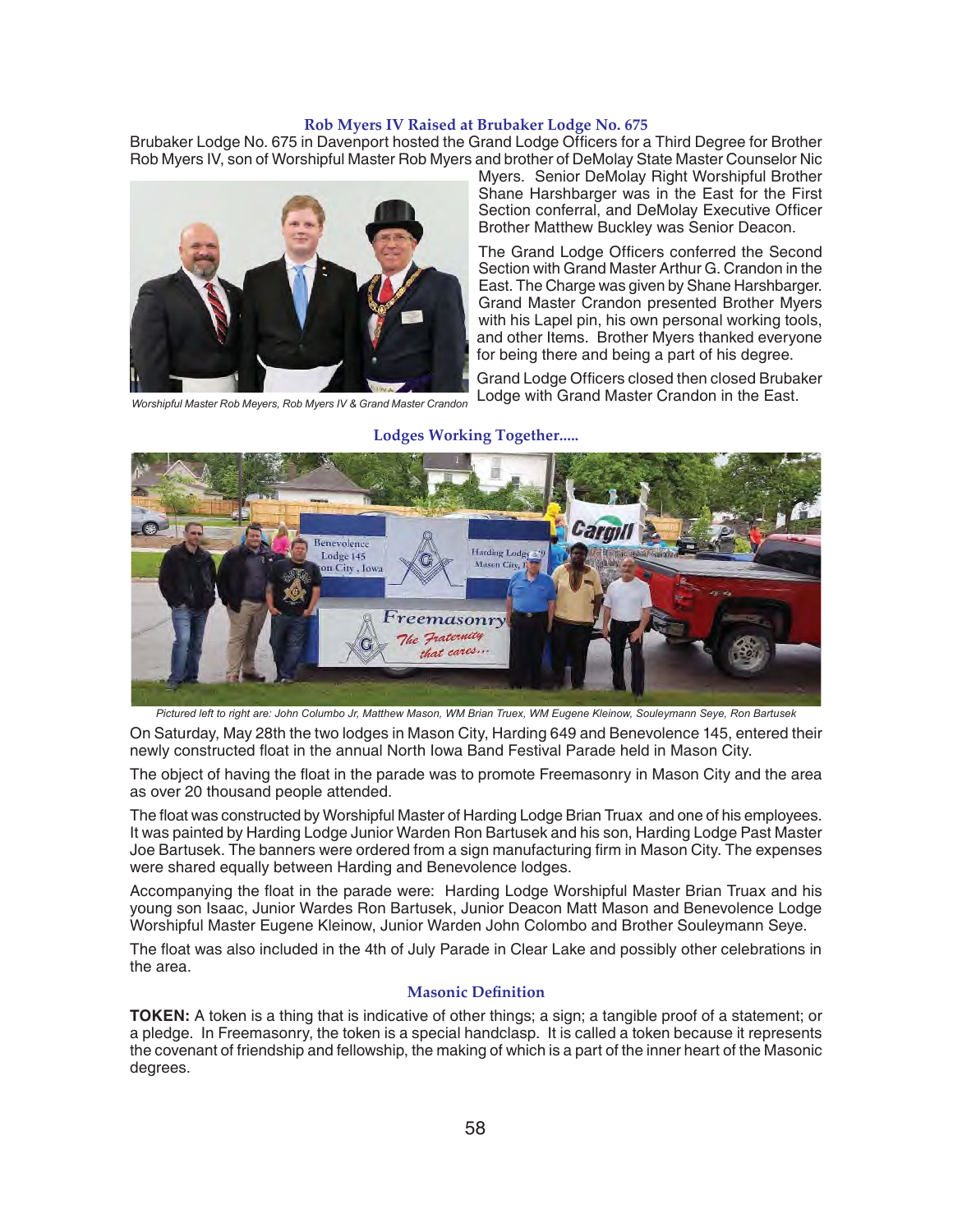## Rob Myers IV Raised at Brubaker Lodge No. 675

Brubaker Lodge No. 675 in Davenport hosted the Grand Lodge Officers for a Third Degree for Brother Rob Myers IV, son of Worshipful Master Rob Myers and brother of DeMolay State Master Counselor Nic Myers. Senior DeMolay Right Worshipful Brother Shane Harshbarger was in the East for the First Section conferral, and DeMolay Executive Officer Brother Matthew Buckley was Senior Deacon.

*Worshipful Master Rob Meyers, Rob Myers IV & Grand Master Crandon*

The Grand Lodge Officers conferred the Second Section with Grand Master Arthur G. Crandon in the East. The Charge was given by Shane Harshbarger. Grand Master Crandon presented Brother Myers with his Lapel pin, his own personal working tools, and other Items. Brother Myers thanked everyone for being there and being a part of his degree.

Grand Lodge Officers closed then closed Brubaker Lodge with Grand Master Crandon in the East.

## Lodges Working Together.....

*Pictured left to right are: John Columbo Jr, Matthew Mason, WM Brian Truex, WM Eugene Kleinow, Souleymann Seye, Ron Bartusek*

On Saturday, May 28th the two lodges in Mason City, Harding 649 and Benevolence 145, entered their newly constructed float in the annual North Iowa Band Festival Parade held in Mason City.

The object of having the float in the parade was to promote Freemasonry in Mason City and the area as over 20 thousand people attended.

The float was constructed by Worshipful Master of Harding Lodge Brian Truax and one of his employees. It was painted by Harding Lodge Junior Warden Ron Bartusek and his son, Harding Lodge Past Master Joe Bartusek. The banners were ordered from a sign manufacturing firm in Mason City. The expenses were shared equally between Harding and Benevolence lodges.

Accompanying the float in the parade were: Harding Lodge Worshipful Master Brian Truax and his young son Isaac, Junior Wardes Ron Bartusek, Junior Deacon Matt Mason and Benevolence Lodge Worshipful Master Eugene Kleinow, Junior Warden John Colombo and Brother Souleymann Seye.

The float was also included in the 4th of July Parade in Clear Lake and possibly other celebrations in the area.

## Masonic Definition

**TOKEN:** A token is a thing that is indicative of other things; a sign; a tangible proof of a statement; or a pledge. In Freemasonry, the token is a special handclasp. It is called a token because it represents the covenant of friendship and fellowship, the making of which is a part of the inner heart of the Masonic degrees.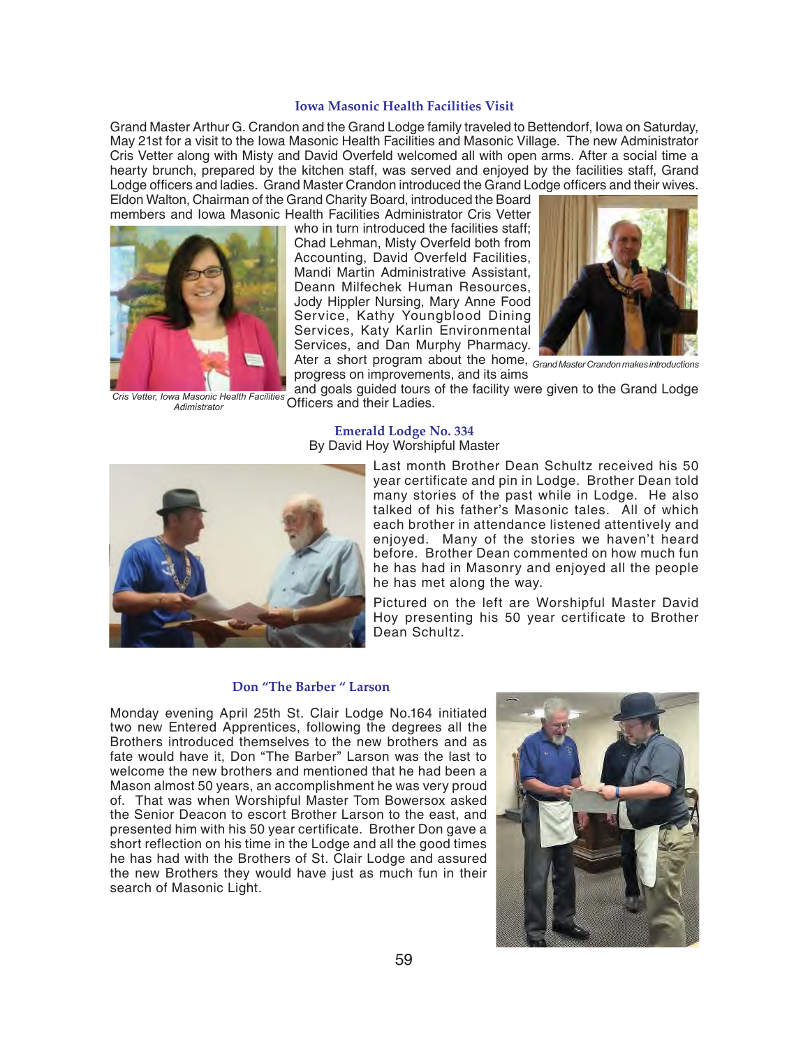## Iowa Masonic Health Facilities Visit

Grand Master Arthur G. Crandon and the Grand Lodge family traveled to Bettendorf, Iowa on Saturday, May 21st for a visit to the Iowa Masonic Health Facilities and Masonic Village. The new Administrator Cris Vetter along with Misty and David Overfeld welcomed all with open arms. After a social time a hearty brunch, prepared by the kitchen staff, was served and enjoyed by the facilities staff, Grand Lodge officers and ladies. Grand Master Crandon introduced the Grand Lodge officers and their wives. Eldon Walton, Chairman of the Grand Charity Board, introduced the Board members and Iowa Masonic Health Facilities Administrator Cris Vetter who in turn introduced the facilities staff; Chad Lehman, Misty Overfeld both from Accounting, David Overfeld Facilities, Mandi Martin Administrative Assistant, Deann Milfechek Human Resources, Jody Hippler Nursing, Mary Anne Food Service, Kathy Youngblood Dining Services, Katy Karlin Environmental Services, and Dan Murphy Pharmacy. Ater a short program about the home, progress on improvements, and its aims and goals guided tours of the facility were given to the Grand Lodge Officers and their Ladies.

*Cris Vetter, Iowa Masonic Health Facilities Adimistrator*

*Grand Master Crandon makes introductions*

## Emerald Lodge No. 334

By David Hoy Worshipful Master

Last month Brother Dean Schultz received his 50 year certificate and pin in Lodge. Brother Dean told many stories of the past while in Lodge. He also talked of his father's Masonic tales. All of which each brother in attendance listened attentively and enjoyed. Many of the stories we haven't heard before. Brother Dean commented on how much fun he has had in Masonry and enjoyed all the people he has met along the way.

Pictured on the left are Worshipful Master David Hoy presenting his 50 year certificate to Brother Dean Schultz.

## Don "The Barber " Larson

Monday evening April 25th St. Clair Lodge No.164 initiated two new Entered Apprentices, following the degrees all the Brothers introduced themselves to the new brothers and as fate would have it, Don "The Barber" Larson was the last to welcome the new brothers and mentioned that he had been a Mason almost 50 years, an accomplishment he was very proud of. That was when Worshipful Master Tom Bowersox asked the Senior Deacon to escort Brother Larson to the east, and presented him with his 50 year certificate. Brother Don gave a short reflection on his time in the Lodge and all the good times he has had with the Brothers of St. Clair Lodge and assured the new Brothers they would have just as much fun in their search of Masonic Light.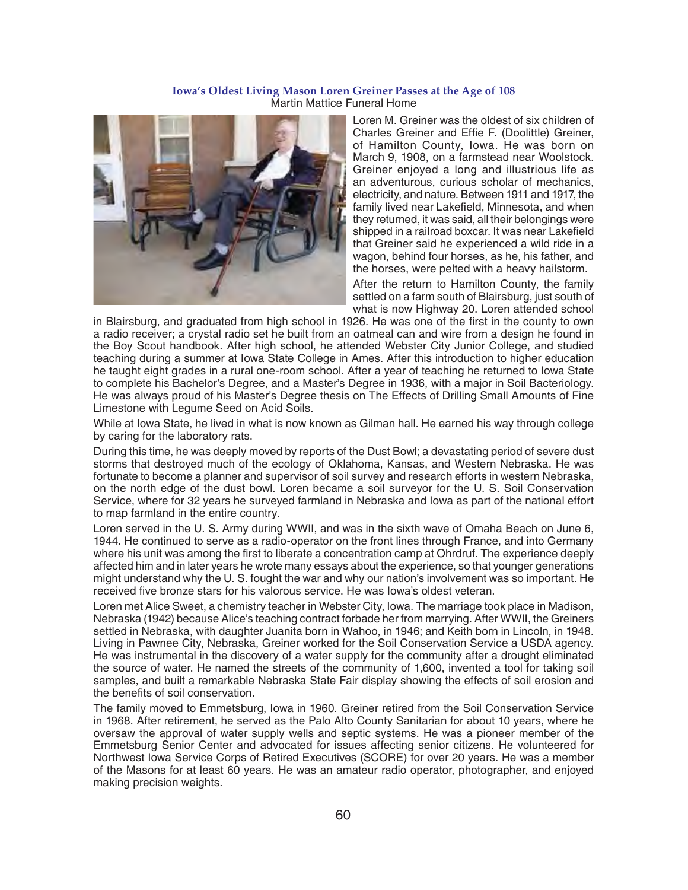## Iowa's Oldest Living Mason Loren Greiner Passes at the Age of 108

Martin Mattice Funeral Home

Loren M. Greiner was the oldest of six children of Charles Greiner and Effie F. (Doolittle) Greiner, of Hamilton County, Iowa. He was born on March 9, 1908, on a farmstead near Woolstock. Greiner enjoyed a long and illustrious life as an adventurous, curious scholar of mechanics, electricity, and nature. Between 1911 and 1917, the family lived near Lakefield, Minnesota, and when they returned, it was said, all their belongings were shipped in a railroad boxcar. It was near Lakefield that Greiner said he experienced a wild ride in a wagon, behind four horses, as he, his father, and the horses, were pelted with a heavy hailstorm.

After the return to Hamilton County, the family settled on a farm south of Blairsburg, just south of what is now Highway 20. Loren attended school in Blairsburg, and graduated from high school in 1926. He was one of the first in the county to own a radio receiver; a crystal radio set he built from an oatmeal can and wire from a design he found in the Boy Scout handbook. After high school, he attended Webster City Junior College, and studied teaching during a summer at Iowa State College in Ames. After this introduction to higher education he taught eight grades in a rural one-room school. After a year of teaching he returned to Iowa State to complete his Bachelor's Degree, and a Master's Degree in 1936, with a major in Soil Bacteriology. He was always proud of his Master's Degree thesis on The Effects of Drilling Small Amounts of Fine Limestone with Legume Seed on Acid Soils.

While at Iowa State, he lived in what is now known as Gilman hall. He earned his way through college by caring for the laboratory rats.

During this time, he was deeply moved by reports of the Dust Bowl; a devastating period of severe dust storms that destroyed much of the ecology of Oklahoma, Kansas, and Western Nebraska. He was fortunate to become a planner and supervisor of soil survey and research efforts in western Nebraska, on the north edge of the dust bowl. Loren became a soil surveyor for the U. S. Soil Conservation Service, where for 32 years he surveyed farmland in Nebraska and Iowa as part of the national effort to map farmland in the entire country.

Loren served in the U. S. Army during WWII, and was in the sixth wave of Omaha Beach on June 6, 1944. He continued to serve as a radio-operator on the front lines through France, and into Germany where his unit was among the first to liberate a concentration camp at Ohrdruf. The experience deeply affected him and in later years he wrote many essays about the experience, so that younger generations might understand why the U. S. fought the war and why our nation's involvement was so important. He received five bronze stars for his valorous service. He was Iowa's oldest veteran.

Loren met Alice Sweet, a chemistry teacher in Webster City, Iowa. The marriage took place in Madison, Nebraska (1942) because Alice's teaching contract forbade her from marrying. After WWII, the Greiners settled in Nebraska, with daughter Juanita born in Wahoo, in 1946; and Keith born in Lincoln, in 1948. Living in Pawnee City, Nebraska, Greiner worked for the Soil Conservation Service a USDA agency. He was instrumental in the discovery of a water supply for the community after a drought eliminated the source of water. He named the streets of the community of 1,600, invented a tool for taking soil samples, and built a remarkable Nebraska State Fair display showing the effects of soil erosion and the benefits of soil conservation.

The family moved to Emmetsburg, Iowa in 1960. Greiner retired from the Soil Conservation Service in 1968. After retirement, he served as the Palo Alto County Sanitarian for about 10 years, where he oversaw the approval of water supply wells and septic systems. He was a pioneer member of the Emmetsburg Senior Center and advocated for issues affecting senior citizens. He volunteered for Northwest Iowa Service Corps of Retired Executives (SCORE) for over 20 years. He was a member of the Masons for at least 60 years. He was an amateur radio operator, photographer, and enjoyed making precision weights.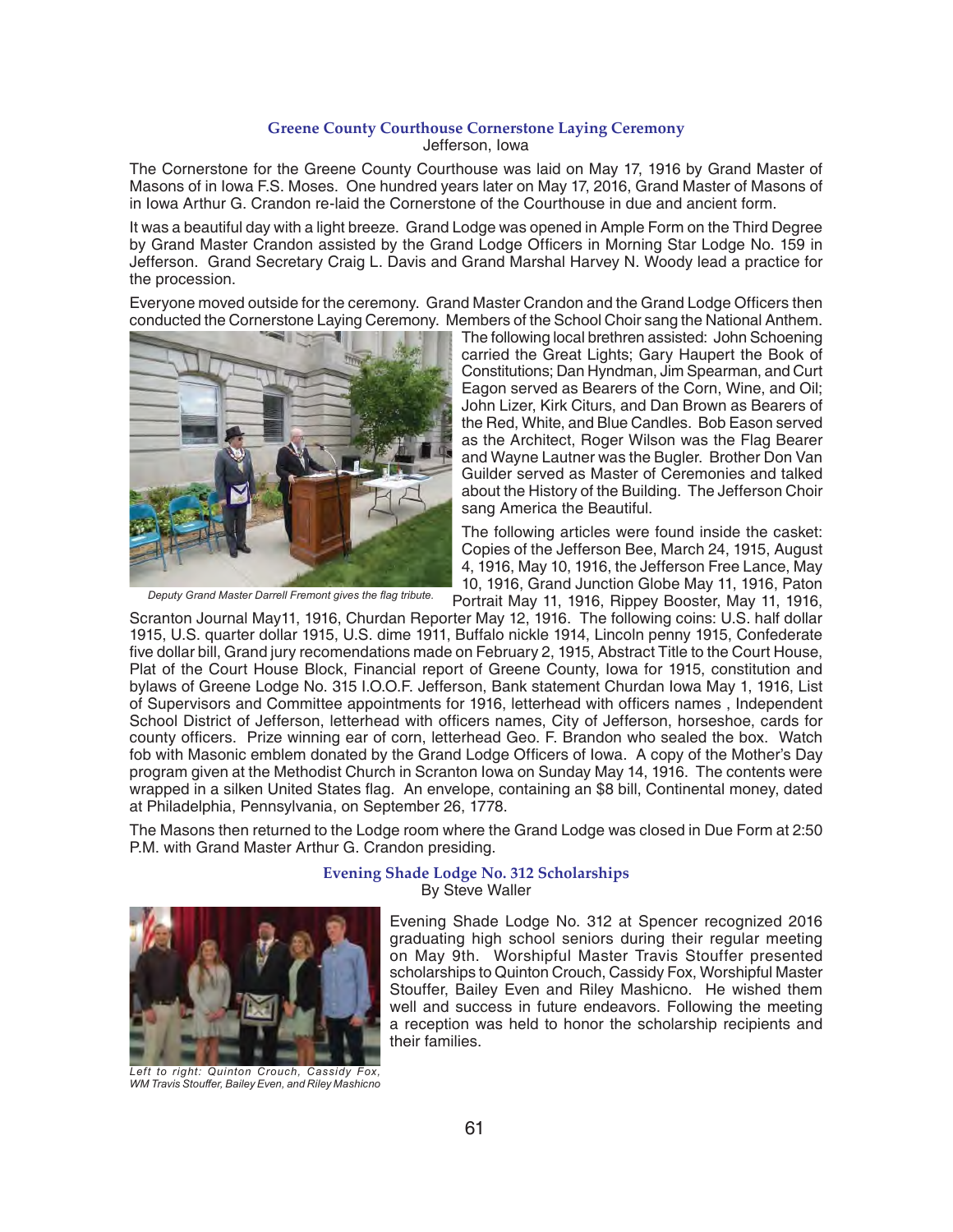## Greene County Courthouse Cornerstone Laying Ceremony

Jefferson, Iowa

The Cornerstone for the Greene County Courthouse was laid on May 17, 1916 by Grand Master of Masons of in Iowa F.S. Moses. One hundred years later on May 17, 2016, Grand Master of Masons of in Iowa Arthur G. Crandon re-laid the Cornerstone of the Courthouse in due and ancient form.

It was a beautiful day with a light breeze. Grand Lodge was opened in Ample Form on the Third Degree by Grand Master Crandon assisted by the Grand Lodge Officers in Morning Star Lodge No. 159 in Jefferson. Grand Secretary Craig L. Davis and Grand Marshal Harvey N. Woody lead a practice for the procession.

Everyone moved outside for the ceremony. Grand Master Crandon and the Grand Lodge Officers then conducted the Cornerstone Laying Ceremony. Members of the School Choir sang the National Anthem. The following local brethren assisted: John Schoening carried the Great Lights; Gary Haupert the Book of Constitutions; Dan Hyndman, Jim Spearman, and Curt Eagon served as Bearers of the Corn, Wine, and Oil; John Lizer, Kirk Citurs, and Dan Brown as Bearers of the Red, White, and Blue Candles. Bob Eason served as the Architect, Roger Wilson was the Flag Bearer and Wayne Lautner was the Bugler. Brother Don Van Guilder served as Master of Ceremonies and talked about the History of the Building. The Jefferson Choir sang America the Beautiful.

*Deputy Grand Master Darrell Fremont gives the flag tribute.*

The following articles were found inside the casket: Copies of the Jefferson Bee, March 24, 1915, August 4, 1916, May 10, 1916, the Jefferson Free Lance, May 10, 1916, Grand Junction Globe May 11, 1916, Paton Portrait May 11, 1916, Rippey Booster, May 11, 1916, Scranton Journal May11, 1916, Churdan Reporter May 12, 1916. The following coins: U.S. half dollar 1915, U.S. quarter dollar 1915, U.S. dime 1911, Buffalo nickle 1914, Lincoln penny 1915, Confederate five dollar bill, Grand jury recomendations made on February 2, 1915, Abstract Title to the Court House, Plat of the Court House Block, Financial report of Greene County, Iowa for 1915, constitution and bylaws of Greene Lodge No. 315 I.O.O.F. Jefferson, Bank statement Churdan Iowa May 1, 1916, List of Supervisors and Committee appointments for 1916, letterhead with officers names , Independent School District of Jefferson, letterhead with officers names, City of Jefferson, horseshoe, cards for county officers. Prize winning ear of corn, letterhead Geo. F. Brandon who sealed the box. Watch fob with Masonic emblem donated by the Grand Lodge Officers of Iowa. A copy of the Mother's Day program given at the Methodist Church in Scranton Iowa on Sunday May 14, 1916. The contents were wrapped in a silken United States flag. An envelope, containing an $8 bill, Continental money, dated at Philadelphia, Pennsylvania, on September 26, 1778.

The Masons then returned to the Lodge room where the Grand Lodge was closed in Due Form at 2:50 P.M. with Grand Master Arthur G. Crandon presiding.

## Evening Shade Lodge No. 312 Scholarships

By Steve Waller

Evening Shade Lodge No. 312 at Spencer recognized 2016 graduating high school seniors during their regular meeting on May 9th. Worshipful Master Travis Stouffer presented scholarships to Quinton Crouch, Cassidy Fox, Worshipful Master Stouffer, Bailey Even and Riley Mashicno. He wished them well and success in future endeavors. Following the meeting a reception was held to honor the scholarship recipients and their families.

*Left to right: Quinton Crouch, Cassidy Fox, WM Travis Stouffer, Bailey Even, and Riley Mashicno*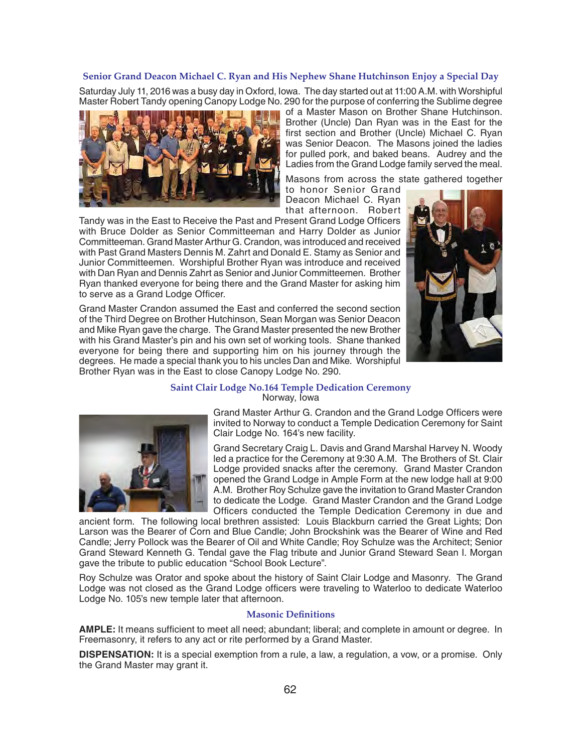### Senior Grand Deacon Michael C. Ryan and His Nephew Shane Hutchinson Enjoy a Special Day

Saturday July 11, 2016 was a busy day in Oxford, Iowa. The day started out at 11:00 A.M. with Worshipful Master Robert Tandy opening Canopy Lodge No. 290 for the purpose of conferring the Sublime degree of a Master Mason on Brother Shane Hutchinson. Brother (Uncle) Dan Ryan was in the East for the first section and Brother (Uncle) Michael C. Ryan was Senior Deacon. The Masons joined the ladies for pulled pork, and baked beans. Audrey and the Ladies from the Grand Lodge family served the meal.

Masons from across the state gathered together to honor Senior Grand Deacon Michael C. Ryan that afternoon. Robert Tandy was in the East to Receive the Past and Present Grand Lodge Officers with Bruce Dolder as Senior Committeeman and Harry Dolder as Junior Committeeman. Grand Master Arthur G. Crandon, was introduced and received with Past Grand Masters Dennis M. Zahrt and Donald E. Stamy as Senior and Junior Committeemen. Worshipful Brother Ryan was introduce and received with Dan Ryan and Dennis Zahrt as Senior and Junior Committeemen. Brother Ryan thanked everyone for being there and the Grand Master for asking him to serve as a Grand Lodge Officer.

Grand Master Crandon assumed the East and conferred the second section of the Third Degree on Brother Hutchinson, Sean Morgan was Senior Deacon and Mike Ryan gave the charge. The Grand Master presented the new Brother with his Grand Master's pin and his own set of working tools. Shane thanked everyone for being there and supporting him on his journey through the degrees. He made a special thank you to his uncles Dan and Mike. Worshipful Brother Ryan was in the East to close Canopy Lodge No. 290.

### Saint Clair Lodge No.164 Temple Dedication Ceremony

Norway, Iowa

Grand Master Arthur G. Crandon and the Grand Lodge Officers were invited to Norway to conduct a Temple Dedication Ceremony for Saint Clair Lodge No. 164's new facility.

Grand Secretary Craig L. Davis and Grand Marshal Harvey N. Woody led a practice for the Ceremony at 9:30 A.M. The Brothers of St. Clair Lodge provided snacks after the ceremony. Grand Master Crandon opened the Grand Lodge in Ample Form at the new lodge hall at 9:00 A.M. Brother Roy Schulze gave the invitation to Grand Master Crandon to dedicate the Lodge. Grand Master Crandon and the Grand Lodge Officers conducted the Temple Dedication Ceremony in due and ancient form. The following local brethren assisted: Louis Blackburn carried the Great Lights; Don Larson was the Bearer of Corn and Blue Candle; John Brockshink was the Bearer of Wine and Red Candle; Jerry Pollock was the Bearer of Oil and White Candle; Roy Schulze was the Architect; Senior Grand Steward Kenneth G. Tendal gave the Flag tribute and Junior Grand Steward Sean I. Morgan gave the tribute to public education "School Book Lecture".

Roy Schulze was Orator and spoke about the history of Saint Clair Lodge and Masonry. The Grand Lodge was not closed as the Grand Lodge officers were traveling to Waterloo to dedicate Waterloo Lodge No. 105's new temple later that afternoon.

### Masonic Definitions

**AMPLE:** It means sufficient to meet all need; abundant; liberal; and complete in amount or degree. In Freemasonry, it refers to any act or rite performed by a Grand Master.

**DISPENSATION:** It is a special exemption from a rule, a law, a regulation, a vow, or a promise. Only the Grand Master may grant it.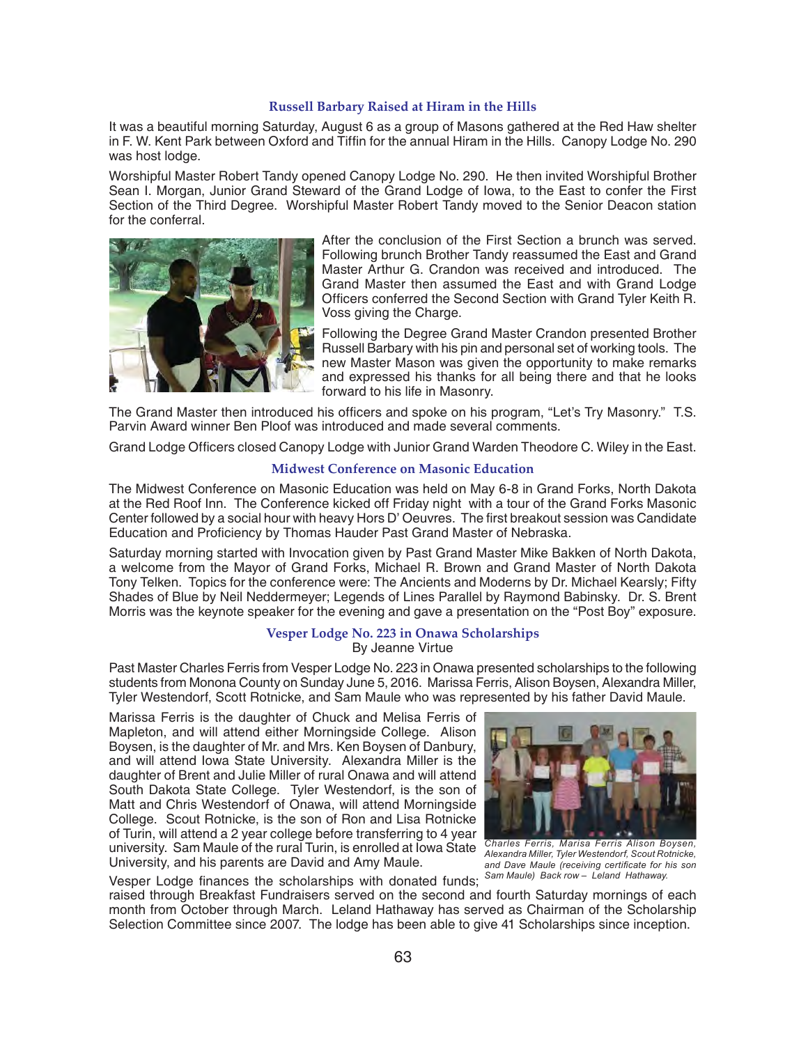### Russell Barbary Raised at Hiram in the Hills

It was a beautiful morning Saturday, August 6 as a group of Masons gathered at the Red Haw shelter in F. W. Kent Park between Oxford and Tiffin for the annual Hiram in the Hills. Canopy Lodge No. 290 was host lodge.

Worshipful Master Robert Tandy opened Canopy Lodge No. 290. He then invited Worshipful Brother Sean I. Morgan, Junior Grand Steward of the Grand Lodge of Iowa, to the East to confer the First Section of the Third Degree. Worshipful Master Robert Tandy moved to the Senior Deacon station for the conferral.

After the conclusion of the First Section a brunch was served. Following brunch Brother Tandy reassumed the East and Grand Master Arthur G. Crandon was received and introduced. The Grand Master then assumed the East and with Grand Lodge Officers conferred the Second Section with Grand Tyler Keith R. Voss giving the Charge.

Following the Degree Grand Master Crandon presented Brother Russell Barbary with his pin and personal set of working tools. The new Master Mason was given the opportunity to make remarks and expressed his thanks for all being there and that he looks forward to his life in Masonry.

The Grand Master then introduced his officers and spoke on his program, "Let's Try Masonry." T.S. Parvin Award winner Ben Ploof was introduced and made several comments.

Grand Lodge Officers closed Canopy Lodge with Junior Grand Warden Theodore C. Wiley in the East.

### Midwest Conference on Masonic Education

The Midwest Conference on Masonic Education was held on May 6-8 in Grand Forks, North Dakota at the Red Roof Inn. The Conference kicked off Friday night with a tour of the Grand Forks Masonic Center followed by a social hour with heavy Hors D' Oeuvres. The first breakout session was Candidate Education and Proficiency by Thomas Hauder Past Grand Master of Nebraska.

Saturday morning started with Invocation given by Past Grand Master Mike Bakken of North Dakota, a welcome from the Mayor of Grand Forks, Michael R. Brown and Grand Master of North Dakota Tony Telken. Topics for the conference were: The Ancients and Moderns by Dr. Michael Kearsly; Fifty Shades of Blue by Neil Neddermeyer; Legends of Lines Parallel by Raymond Babinsky. Dr. S. Brent Morris was the keynote speaker for the evening and gave a presentation on the "Post Boy" exposure.

### Vesper Lodge No. 223 in Onawa Scholarships

By Jeanne Virtue

Past Master Charles Ferris from Vesper Lodge No. 223 in Onawa presented scholarships to the following students from Monona County on Sunday June 5, 2016. Marissa Ferris, Alison Boysen, Alexandra Miller, Tyler Westendorf, Scott Rotnicke, and Sam Maule who was represented by his father David Maule.

Marissa Ferris is the daughter of Chuck and Melisa Ferris of Mapleton, and will attend either Morningside College. Alison Boysen, is the daughter of Mr. and Mrs. Ken Boysen of Danbury, and will attend Iowa State University. Alexandra Miller is the daughter of Brent and Julie Miller of rural Onawa and will attend South Dakota State College. Tyler Westendorf, is the son of Matt and Chris Westendorf of Onawa, will attend Morningside College. Scout Rotnicke, is the son of Ron and Lisa Rotnicke of Turin, will attend a 2 year college before transferring to 4 year university. Sam Maule of the rural Turin, is enrolled at Iowa State University, and his parents are David and Amy Maule.

*Charles Ferris, Marisa Ferris Alison Boysen, Alexandra Miller, Tyler Westendorf, Scout Rotnicke, and Dave Maule (receiving certificate for his son Sam Maule) Back row – Leland Hathaway.*

Vesper Lodge finances the scholarships with donated funds; raised through Breakfast Fundraisers served on the second and fourth Saturday mornings of each month from October through March. Leland Hathaway has served as Chairman of the Scholarship Selection Committee since 2007. The lodge has been able to give 41 Scholarships since inception.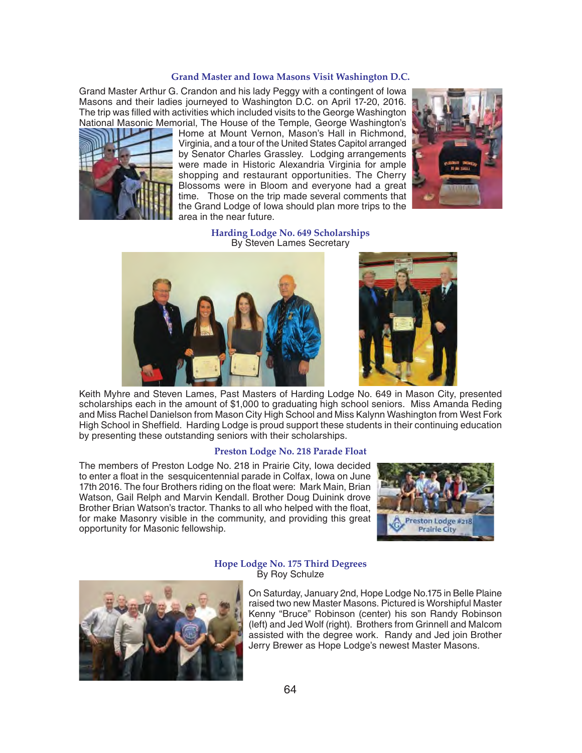## Grand Master and Iowa Masons Visit Washington D.C.

Grand Master Arthur G. Crandon and his lady Peggy with a contingent of Iowa Masons and their ladies journeyed to Washington D.C. on April 17-20, 2016. The trip was filled with activities which included visits to the George Washington National Masonic Memorial, The House of the Temple, George Washington's Home at Mount Vernon, Mason's Hall in Richmond, Virginia, and a tour of the United States Capitol arranged by Senator Charles Grassley. Lodging arrangements were made in Historic Alexandria Virginia for ample shopping and restaurant opportunities. The Cherry Blossoms were in Bloom and everyone had a great time. Those on the trip made several comments that the Grand Lodge of Iowa should plan more trips to the area in the near future.

## Harding Lodge No. 649 Scholarships

By Steven Lames Secretary

Keith Myhre and Steven Lames, Past Masters of Harding Lodge No. 649 in Mason City, presented scholarships each in the amount of $1,000 to graduating high school seniors. Miss Amanda Reding and Miss Rachel Danielson from Mason City High School and Miss Kalynn Washington from West Fork High School in Sheffield. Harding Lodge is proud support these students in their continuing education by presenting these outstanding seniors with their scholarships.

## Preston Lodge No. 218 Parade Float

The members of Preston Lodge No. 218 in Prairie City, Iowa decided to enter a float in the sesquicentennial parade in Colfax, Iowa on June 17th 2016. The four Brothers riding on the float were: Mark Main, Brian Watson, Gail Relph and Marvin Kendall. Brother Doug Duinink drove Brother Brian Watson's tractor. Thanks to all who helped with the float, for make Masonry visible in the community, and providing this great opportunity for Masonic fellowship.

## Hope Lodge No. 175 Third Degrees

By Roy Schulze

On Saturday, January 2nd, Hope Lodge No.175 in Belle Plaine raised two new Master Masons. Pictured is Worshipful Master Kenny "Bruce" Robinson (center) his son Randy Robinson (left) and Jed Wolf (right). Brothers from Grinnell and Malcom assisted with the degree work. Randy and Jed join Brother Jerry Brewer as Hope Lodge's newest Master Masons.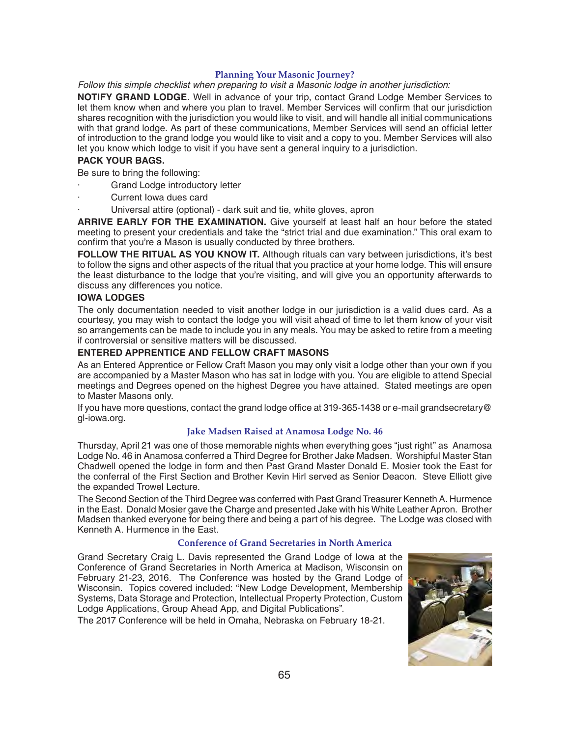## Planning Your Masonic Journey?

*Follow this simple checklist when preparing to visit a Masonic lodge in another jurisdiction:*

**NOTIFY GRAND LODGE.** Well in advance of your trip, contact Grand Lodge Member Services to let them know when and where you plan to travel. Member Services will confirm that our jurisdiction shares recognition with the jurisdiction you would like to visit, and will handle all initial communications with that grand lodge. As part of these communications, Member Services will send an official letter of introduction to the grand lodge you would like to visit and a copy to you. Member Services will also let you know which lodge to visit if you have sent a general inquiry to a jurisdiction.

**PACK YOUR BAGS.**

Be sure to bring the following:

- Grand Lodge introductory letter
- Current Iowa dues card
- Universal attire (optional) - dark suit and tie, white gloves, apron

**ARRIVE EARLY FOR THE EXAMINATION.** Give yourself at least half an hour before the stated meeting to present your credentials and take the "strict trial and due examination." This oral exam to confirm that you're a Mason is usually conducted by three brothers.

**FOLLOW THE RITUAL AS YOU KNOW IT.** Although rituals can vary between jurisdictions, it's best to follow the signs and other aspects of the ritual that you practice at your home lodge. This will ensure the least disturbance to the lodge that you're visiting, and will give you an opportunity afterwards to discuss any differences you notice.

**IOWA LODGES**

The only documentation needed to visit another lodge in our jurisdiction is a valid dues card. As a courtesy, you may wish to contact the lodge you will visit ahead of time to let them know of your visit so arrangements can be made to include you in any meals. You may be asked to retire from a meeting if controversial or sensitive matters will be discussed.

**ENTERED APPRENTICE AND FELLOW CRAFT MASONS**

As an Entered Apprentice or Fellow Craft Mason you may only visit a lodge other than your own if you are accompanied by a Master Mason who has sat in lodge with you. You are eligible to attend Special meetings and Degrees opened on the highest Degree you have attained. Stated meetings are open to Master Masons only.

If you have more questions, contact the grand lodge office at 319-365-1438 or e-mail grandsecretary@gl-iowa.org.

## Jake Madsen Raised at Anamosa Lodge No. 46

Thursday, April 21 was one of those memorable nights when everything goes "just right" as Anamosa Lodge No. 46 in Anamosa conferred a Third Degree for Brother Jake Madsen. Worshipful Master Stan Chadwell opened the lodge in form and then Past Grand Master Donald E. Mosier took the East for the conferral of the First Section and Brother Kevin Hirl served as Senior Deacon. Steve Elliott give the expanded Trowel Lecture.

The Second Section of the Third Degree was conferred with Past Grand Treasurer Kenneth A. Hurmence in the East. Donald Mosier gave the Charge and presented Jake with his White Leather Apron. Brother Madsen thanked everyone for being there and being a part of his degree. The Lodge was closed with Kenneth A. Hurmence in the East.

## Conference of Grand Secretaries in North America

Grand Secretary Craig L. Davis represented the Grand Lodge of Iowa at the Conference of Grand Secretaries in North America at Madison, Wisconsin on February 21-23, 2016. The Conference was hosted by the Grand Lodge of Wisconsin. Topics covered included: "New Lodge Development, Membership Systems, Data Storage and Protection, Intellectual Property Protection, Custom Lodge Applications, Group Ahead App, and Digital Publications".

The 2017 Conference will be held in Omaha, Nebraska on February 18-21.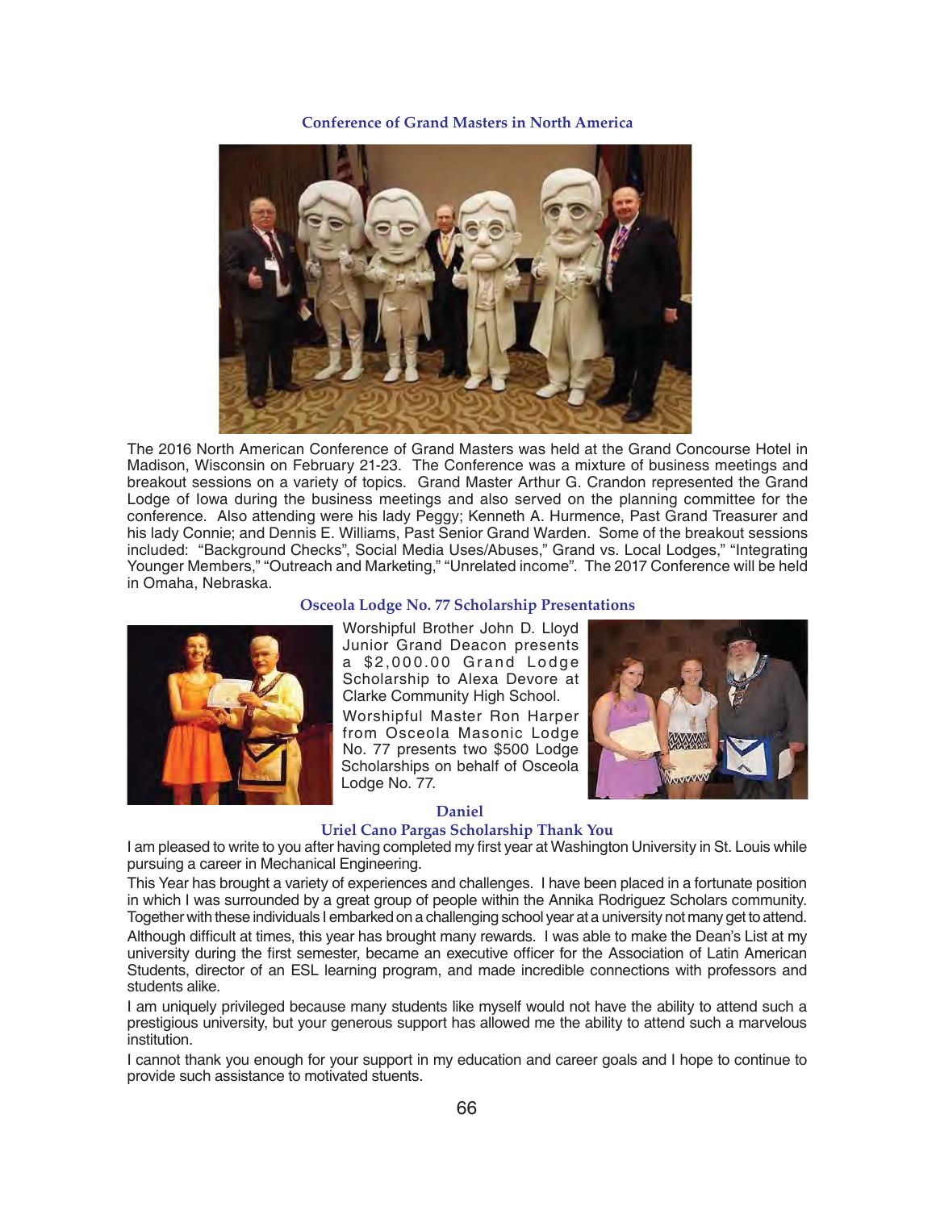## Conference of Grand Masters in North America

The 2016 North American Conference of Grand Masters was held at the Grand Concourse Hotel in Madison, Wisconsin on February 21-23. The Conference was a mixture of business meetings and breakout sessions on a variety of topics. Grand Master Arthur G. Crandon represented the Grand Lodge of Iowa during the business meetings and also served on the planning committee for the conference. Also attending were his lady Peggy; Kenneth A. Hurmence, Past Grand Treasurer and his lady Connie; and Dennis E. Williams, Past Senior Grand Warden. Some of the breakout sessions included: "Background Checks", Social Media Uses/Abuses," Grand vs. Local Lodges," "Integrating Younger Members," "Outreach and Marketing," "Unrelated income". The 2017 Conference will be held in Omaha, Nebraska.

## Osceola Lodge No. 77 Scholarship Presentations

Worshipful Brother John D. Lloyd Junior Grand Deacon presents a $2,000.00 Grand Lodge Scholarship to Alexa Devore at Clarke Community High School.

Worshipful Master Ron Harper from Osceola Masonic Lodge No. 77 presents two $500 Lodge Scholarships on behalf of Osceola Lodge No. 77.

## Daniel Uriel Cano Pargas Scholarship Thank You

I am pleased to write to you after having completed my first year at Washington University in St. Louis while pursuing a career in Mechanical Engineering.

This Year has brought a variety of experiences and challenges. I have been placed in a fortunate position in which I was surrounded by a great group of people within the Annika Rodriguez Scholars community. Together with these individuals I embarked on a challenging school year at a university not many get to attend.

Although difficult at times, this year has brought many rewards. I was able to make the Dean's List at my university during the first semester, became an executive officer for the Association of Latin American Students, director of an ESL learning program, and made incredible connections with professors and students alike.

I am uniquely privileged because many students like myself would not have the ability to attend such a prestigious university, but your generous support has allowed me the ability to attend such a marvelous institution.

I cannot thank you enough for your support in my education and career goals and I hope to continue to provide such assistance to motivated stuents.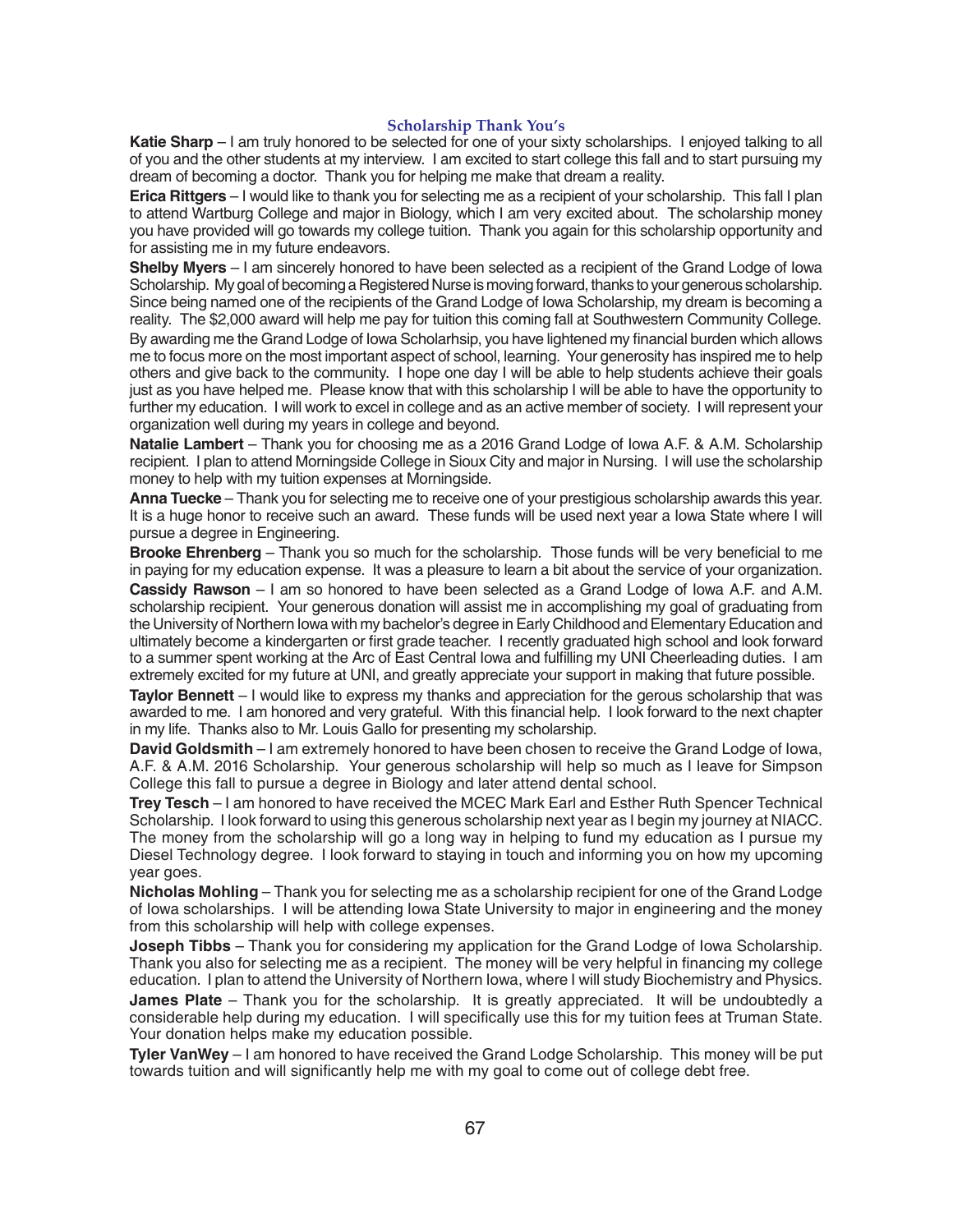## Scholarship Thank You's

**Katie Sharp** – I am truly honored to be selected for one of your sixty scholarships. I enjoyed talking to all of you and the other students at my interview. I am excited to start college this fall and to start pursuing my dream of becoming a doctor. Thank you for helping me make that dream a reality.

**Erica Rittgers** – I would like to thank you for selecting me as a recipient of your scholarship. This fall I plan to attend Wartburg College and major in Biology, which I am very excited about. The scholarship money you have provided will go towards my college tuition. Thank you again for this scholarship opportunity and for assisting me in my future endeavors.

**Shelby Myers** – I am sincerely honored to have been selected as a recipient of the Grand Lodge of Iowa Scholarship. My goal of becoming a Registered Nurse is moving forward, thanks to your generous scholarship. Since being named one of the recipients of the Grand Lodge of Iowa Scholarship, my dream is becoming a reality. The $2,000 award will help me pay for tuition this coming fall at Southwestern Community College. By awarding me the Grand Lodge of Iowa Scholarhsip, you have lightened my financial burden which allows me to focus more on the most important aspect of school, learning. Your generosity has inspired me to help others and give back to the community. I hope one day I will be able to help students achieve their goals just as you have helped me. Please know that with this scholarship I will be able to have the opportunity to further my education. I will work to excel in college and as an active member of society. I will represent your organization well during my years in college and beyond.

**Natalie Lambert** – Thank you for choosing me as a 2016 Grand Lodge of Iowa A.F. & A.M. Scholarship recipient. I plan to attend Morningside College in Sioux City and major in Nursing. I will use the scholarship money to help with my tuition expenses at Morningside.

**Anna Tuecke** – Thank you for selecting me to receive one of your prestigious scholarship awards this year. It is a huge honor to receive such an award. These funds will be used next year a Iowa State where I will pursue a degree in Engineering.

**Brooke Ehrenberg** – Thank you so much for the scholarship. Those funds will be very beneficial to me in paying for my education expense. It was a pleasure to learn a bit about the service of your organization.

**Cassidy Rawson** – I am so honored to have been selected as a Grand Lodge of Iowa A.F. and A.M. scholarship recipient. Your generous donation will assist me in accomplishing my goal of graduating from the University of Northern Iowa with my bachelor's degree in Early Childhood and Elementary Education and ultimately become a kindergarten or first grade teacher. I recently graduated high school and look forward to a summer spent working at the Arc of East Central Iowa and fulfilling my UNI Cheerleading duties. I am extremely excited for my future at UNI, and greatly appreciate your support in making that future possible.

**Taylor Bennett** – I would like to express my thanks and appreciation for the gerous scholarship that was awarded to me. I am honored and very grateful. With this financial help. I look forward to the next chapter in my life. Thanks also to Mr. Louis Gallo for presenting my scholarship.

**David Goldsmith** – I am extremely honored to have been chosen to receive the Grand Lodge of Iowa, A.F. & A.M. 2016 Scholarship. Your generous scholarship will help so much as I leave for Simpson College this fall to pursue a degree in Biology and later attend dental school.

**Trey Tesch** – I am honored to have received the MCEC Mark Earl and Esther Ruth Spencer Technical Scholarship. I look forward to using this generous scholarship next year as I begin my journey at NIACC. The money from the scholarship will go a long way in helping to fund my education as I pursue my Diesel Technology degree. I look forward to staying in touch and informing you on how my upcoming year goes.

**Nicholas Mohling** – Thank you for selecting me as a scholarship recipient for one of the Grand Lodge of Iowa scholarships. I will be attending Iowa State University to major in engineering and the money from this scholarship will help with college expenses.

**Joseph Tibbs** – Thank you for considering my application for the Grand Lodge of Iowa Scholarship. Thank you also for selecting me as a recipient. The money will be very helpful in financing my college education. I plan to attend the University of Northern Iowa, where I will study Biochemistry and Physics.

**James Plate** – Thank you for the scholarship. It is greatly appreciated. It will be undoubtedly a considerable help during my education. I will specifically use this for my tuition fees at Truman State. Your donation helps make my education possible.

**Tyler VanWey** – I am honored to have received the Grand Lodge Scholarship. This money will be put towards tuition and will significantly help me with my goal to come out of college debt free.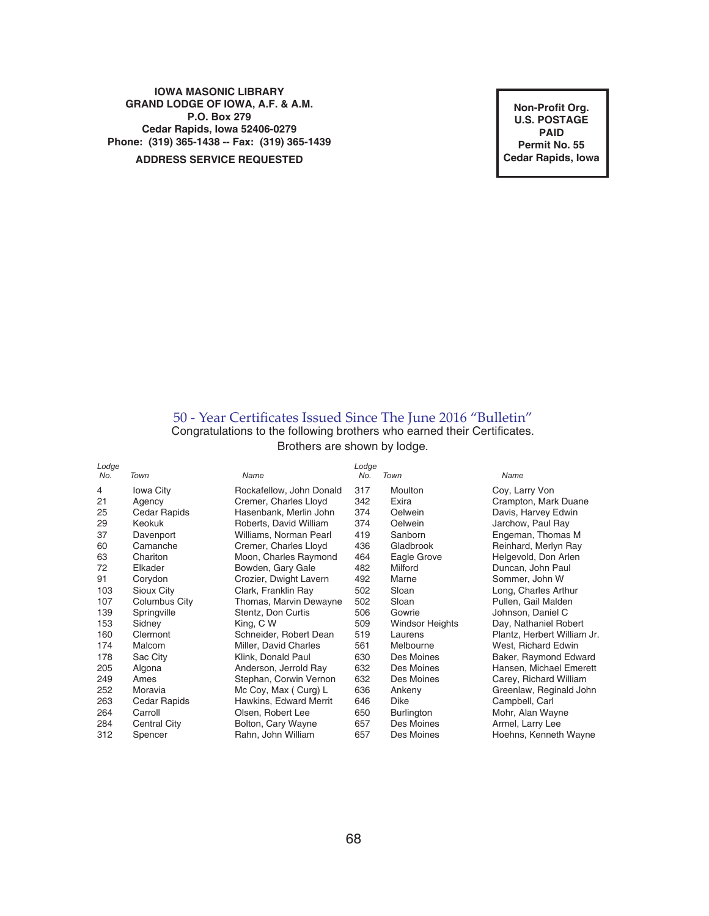**IOWA MASONIC LIBRARY**
**GRAND LODGE OF IOWA, A.F. & A.M.**
**P.O. Box 279**
**Cedar Rapids, Iowa 52406-0279**
**Phone: (319) 365-1438 -- Fax: (319) 365-1439**

**ADDRESS SERVICE REQUESTED**

**Non-Profit Org.**
**U.S. POSTAGE**
**PAID**
**Permit No. 55**
**Cedar Rapids, Iowa**

## 50 - Year Certificates Issued Since The June 2016 "Bulletin"

Congratulations to the following brothers who earned their Certificates.
Brothers are shown by lodge.

| *Lodge No.* | *Town* | *Name* |
|---|---|---|
| 4 | Iowa City | Rockafellow, John Donald |
| 21 | Agency | Cremer, Charles Lloyd |
| 25 | Cedar Rapids | Hasenbank, Merlin John |
| 29 | Keokuk | Roberts, David William |
| 37 | Davenport | Williams, Norman Pearl |
| 60 | Camanche | Cremer, Charles Lloyd |
| 63 | Chariton | Moon, Charles Raymond |
| 72 | Elkader | Bowden, Gary Gale |
| 91 | Corydon | Crozier, Dwight Lavern |
| 103 | Sioux City | Clark, Franklin Ray |
| 107 | Columbus City | Thomas, Marvin Dewayne |
| 139 | Springville | Stentz, Don Curtis |
| 153 | Sidney | King, C W |
| 160 | Clermont | Schneider, Robert Dean |
| 174 | Malcom | Miller, David Charles |
| 178 | Sac City | Klink, Donald Paul |
| 205 | Algona | Anderson, Jerrold Ray |
| 249 | Ames | Stephan, Corwin Vernon |
| 252 | Moravia | Mc Coy, Max ( Curg) L |
| 263 | Cedar Rapids | Hawkins, Edward Merrit |
| 264 | Carroll | Olsen, Robert Lee |
| 284 | Central City | Bolton, Cary Wayne |
| 312 | Spencer | Rahn, John William |
| 317 | Moulton | Coy, Larry Von |
| 342 | Exira | Crampton, Mark Duane |
| 374 | Oelwein | Davis, Harvey Edwin |
| 374 | Oelwein | Jarchow, Paul Ray |
| 419 | Sanborn | Engeman, Thomas M |
| 436 | Gladbrook | Reinhard, Merlyn Ray |
| 464 | Eagle Grove | Helgevold, Don Arlen |
| 482 | Milford | Duncan, John Paul |
| 492 | Marne | Sommer, John W |
| 502 | Sloan | Long, Charles Arthur |
| 502 | Sloan | Pullen, Gail Malden |
| 506 | Gowrie | Johnson, Daniel C |
| 509 | Windsor Heights | Day, Nathaniel Robert |
| 519 | Laurens | Plantz, Herbert William Jr. |
| 561 | Melbourne | West, Richard Edwin |
| 630 | Des Moines | Baker, Raymond Edward |
| 632 | Des Moines | Hansen, Michael Emerett |
| 632 | Des Moines | Carey, Richard William |
| 636 | Ankeny | Greenlaw, Reginald John |
| 646 | Dike | Campbell, Carl |
| 650 | Burlington | Mohr, Alan Wayne |
| 657 | Des Moines | Armel, Larry Lee |
| 657 | Des Moines | Hoehns, Kenneth Wayne |